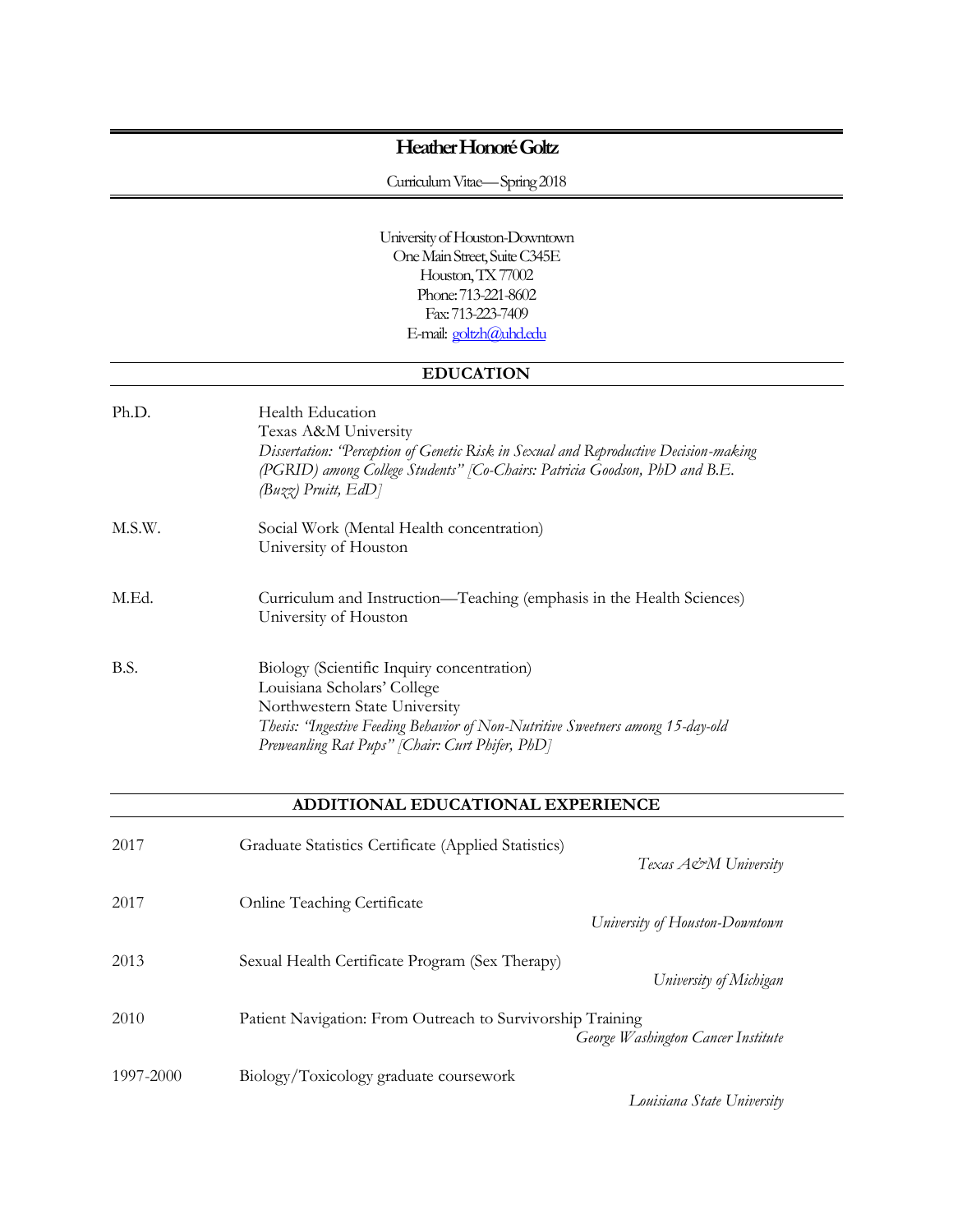# Heather Honoré Goltz

Curriculum Vitae—Spring 2018

University of Houston-Downtown
One Main Street, Suite C345E
Houston, TX 77002
Phone: 713-221-8602
Fax: 713-223-7409
E-mail: goltzh@uhd.edu

## EDUCATION

**Ph.D.**
Health Education
Texas A&M University
*Dissertation: "Perception of Genetic Risk in Sexual and Reproductive Decision-making (PGRID) among College Students" [Co-Chairs: Patricia Goodson, PhD and B.E. (Buzz) Pruitt, EdD]*

**M.S.W.**
Social Work (Mental Health concentration)
University of Houston

**M.Ed.**
Curriculum and Instruction—Teaching (emphasis in the Health Sciences)
University of Houston

**B.S.**
Biology (Scientific Inquiry concentration)
Louisiana Scholars' College
Northwestern State University
*Thesis: "Ingestive Feeding Behavior of Non-Nutritive Sweetners among 15-day-old Preweanling Rat Pups" [Chair: Curt Phifer, PhD]*

## ADDITIONAL EDUCATIONAL EXPERIENCE

**2017** — Graduate Statistics Certificate (Applied Statistics)
*Texas A&M University*

**2017** — Online Teaching Certificate
*University of Houston-Downtown*

**2013** — Sexual Health Certificate Program (Sex Therapy)
*University of Michigan*

**2010** — Patient Navigation: From Outreach to Survivorship Training
*George Washington Cancer Institute*

**1997-2000** — Biology/Toxicology graduate coursework
*Louisiana State University*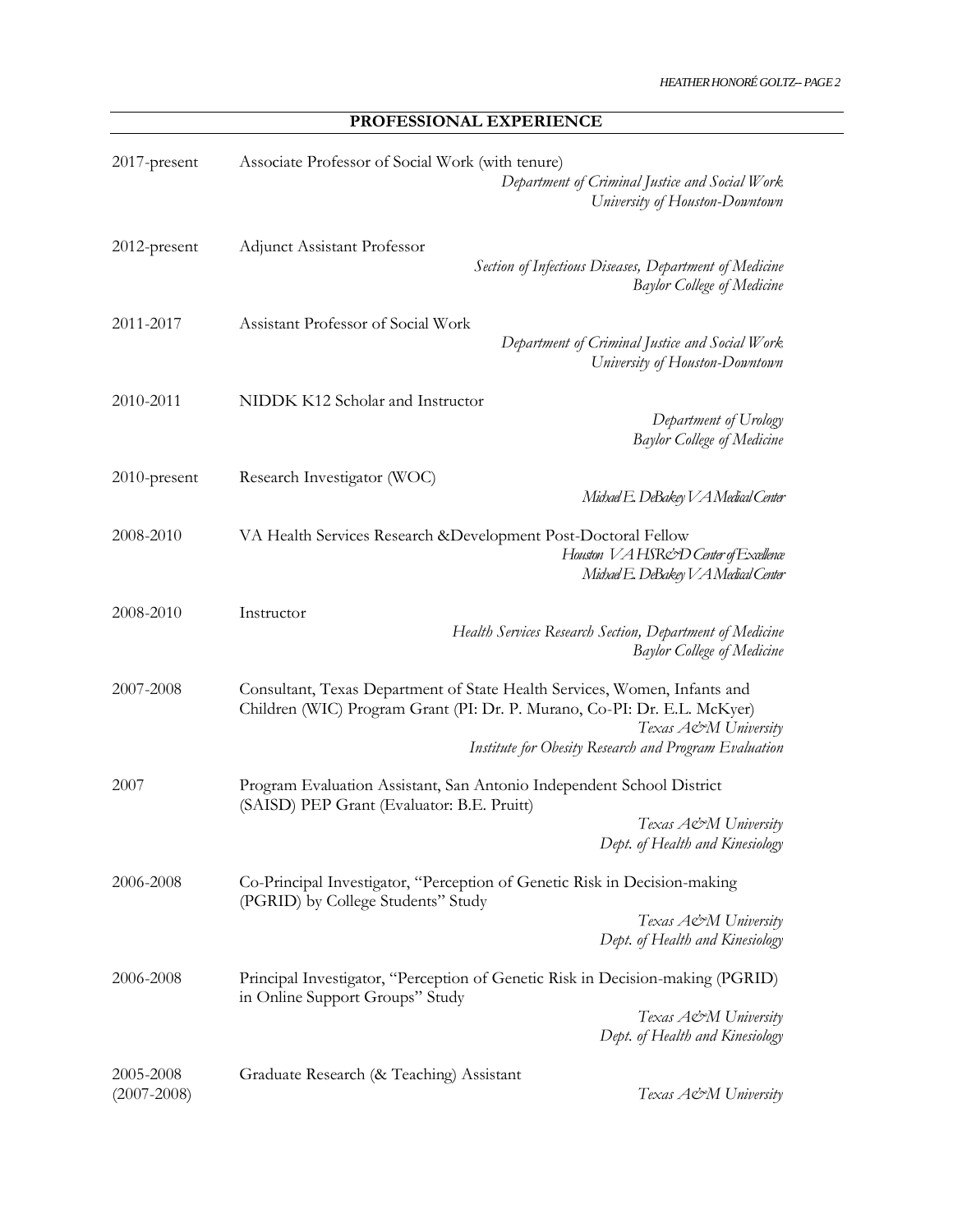## PROFESSIONAL EXPERIENCE

2017-present — Associate Professor of Social Work (with tenure)
*Department of Criminal Justice and Social Work*
*University of Houston-Downtown*

2012-present — Adjunct Assistant Professor
*Section of Infectious Diseases, Department of Medicine*
*Baylor College of Medicine*

2011-2017 — Assistant Professor of Social Work
*Department of Criminal Justice and Social Work*
*University of Houston-Downtown*

2010-2011 — NIDDK K12 Scholar and Instructor
*Department of Urology*
*Baylor College of Medicine*

2010-present — Research Investigator (WOC)
*Michael E. DeBakey VA Medical Center*

2008-2010 — VA Health Services Research &Development Post-Doctoral Fellow
*Houston VA HSR&D Center of Excellence*
*Michael E. DeBakey VA Medical Center*

2008-2010 — Instructor
*Health Services Research Section, Department of Medicine*
*Baylor College of Medicine*

2007-2008 — Consultant, Texas Department of State Health Services, Women, Infants and Children (WIC) Program Grant (PI: Dr. P. Murano, Co-PI: Dr. E.L. McKyer)
*Texas A&M University*
*Institute for Obesity Research and Program Evaluation*

2007 — Program Evaluation Assistant, San Antonio Independent School District (SAISD) PEP Grant (Evaluator: B.E. Pruitt)
*Texas A&M University*
*Dept. of Health and Kinesiology*

2006-2008 — Co-Principal Investigator, "Perception of Genetic Risk in Decision-making (PGRID) by College Students" Study
*Texas A&M University*
*Dept. of Health and Kinesiology*

2006-2008 — Principal Investigator, "Perception of Genetic Risk in Decision-making (PGRID) in Online Support Groups" Study
*Texas A&M University*
*Dept. of Health and Kinesiology*

2005-2008 (2007-2008) — Graduate Research (& Teaching) Assistant
*Texas A&M University*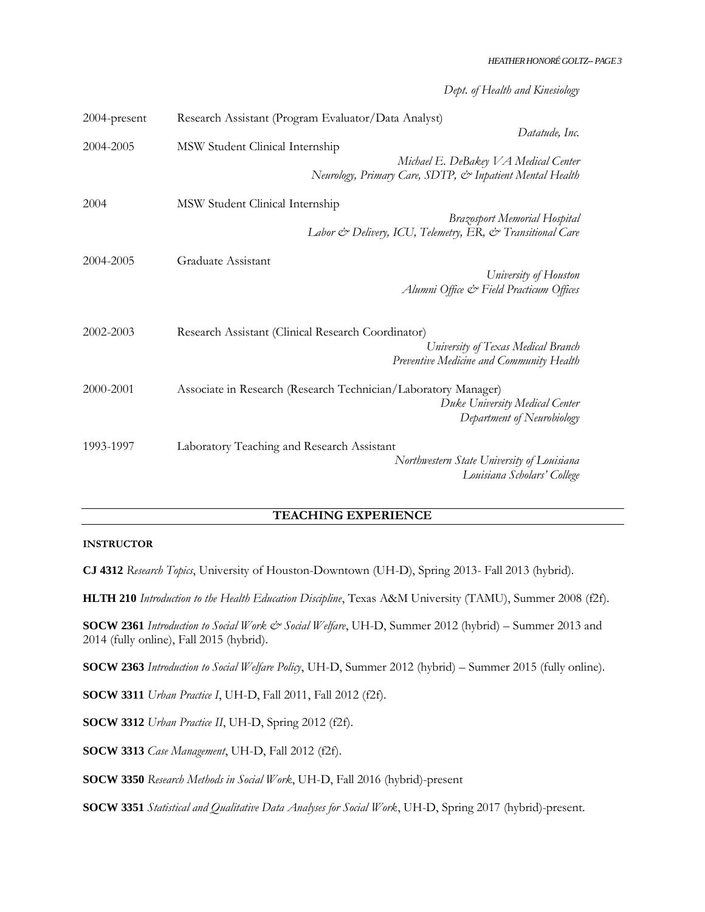*Dept. of Health and Kinesiology*

2004-present | Research Assistant (Program Evaluator/Data Analyst)
*Datatude, Inc.*

2004-2005 | MSW Student Clinical Internship
*Michael E. DeBakey VA Medical Center*
*Neurology, Primary Care, SDTP, & Inpatient Mental Health*

2004 | MSW Student Clinical Internship
*Brazosport Memorial Hospital*
*Labor & Delivery, ICU, Telemetry, ER, & Transitional Care*

2004-2005 | Graduate Assistant
*University of Houston*
*Alumni Office & Field Practicum Offices*

2002-2003 | Research Assistant (Clinical Research Coordinator)
*University of Texas Medical Branch*
*Preventive Medicine and Community Health*

2000-2001 | Associate in Research (Research Technician/Laboratory Manager)
*Duke University Medical Center*
*Department of Neurobiology*

1993-1997 | Laboratory Teaching and Research Assistant
*Northwestern State University of Louisiana*
*Louisiana Scholars' College*

## TEACHING EXPERIENCE

**INSTRUCTOR**

**CJ 4312** *Research Topics*, University of Houston-Downtown (UH-D), Spring 2013- Fall 2013 (hybrid).

**HLTH 210** *Introduction to the Health Education Discipline*, Texas A&M University (TAMU), Summer 2008 (f2f).

**SOCW 2361** *Introduction to Social Work & Social Welfare*, UH-D, Summer 2012 (hybrid) – Summer 2013 and 2014 (fully online), Fall 2015 (hybrid).

**SOCW 2363** *Introduction to Social Welfare Policy*, UH-D, Summer 2012 (hybrid) – Summer 2015 (fully online).

**SOCW 3311** *Urban Practice I*, UH-D, Fall 2011, Fall 2012 (f2f).

**SOCW 3312** *Urban Practice II*, UH-D, Spring 2012 (f2f).

**SOCW 3313** *Case Management*, UH-D, Fall 2012 (f2f).

**SOCW 3350** *Research Methods in Social Work*, UH-D, Fall 2016 (hybrid)-present

**SOCW 3351** *Statistical and Qualitative Data Analyses for Social Work*, UH-D, Spring 2017 (hybrid)-present.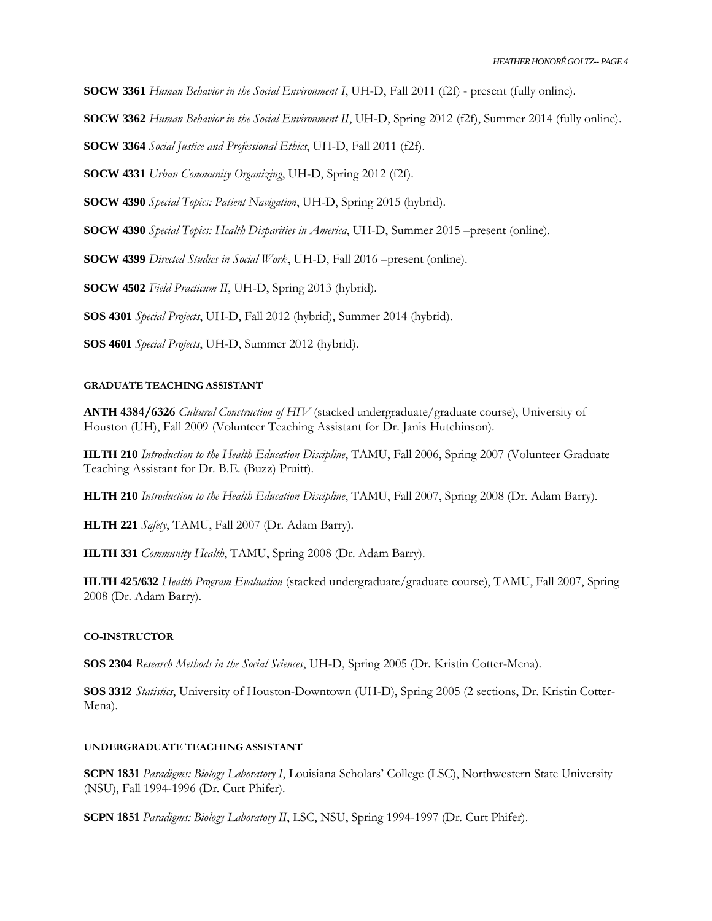**SOCW 3361** *Human Behavior in the Social Environment I*, UH-D, Fall 2011 (f2f) - present (fully online).

**SOCW 3362** *Human Behavior in the Social Environment II*, UH-D, Spring 2012 (f2f), Summer 2014 (fully online).

**SOCW 3364** *Social Justice and Professional Ethics*, UH-D, Fall 2011 (f2f).

**SOCW 4331** *Urban Community Organizing*, UH-D, Spring 2012 (f2f).

**SOCW 4390** *Special Topics: Patient Navigation*, UH-D, Spring 2015 (hybrid).

**SOCW 4390** *Special Topics: Health Disparities in America*, UH-D, Summer 2015 –present (online).

**SOCW 4399** *Directed Studies in Social Work*, UH-D, Fall 2016 –present (online).

**SOCW 4502** *Field Practicum II*, UH-D, Spring 2013 (hybrid).

**SOS 4301** *Special Projects*, UH-D, Fall 2012 (hybrid), Summer 2014 (hybrid).

**SOS 4601** *Special Projects*, UH-D, Summer 2012 (hybrid).

#### GRADUATE TEACHING ASSISTANT

**ANTH 4384/6326** *Cultural Construction of HIV* (stacked undergraduate/graduate course), University of Houston (UH), Fall 2009 (Volunteer Teaching Assistant for Dr. Janis Hutchinson).

**HLTH 210** *Introduction to the Health Education Discipline*, TAMU, Fall 2006, Spring 2007 (Volunteer Graduate Teaching Assistant for Dr. B.E. (Buzz) Pruitt).

**HLTH 210** *Introduction to the Health Education Discipline*, TAMU, Fall 2007, Spring 2008 (Dr. Adam Barry).

**HLTH 221** *Safety*, TAMU, Fall 2007 (Dr. Adam Barry).

**HLTH 331** *Community Health*, TAMU, Spring 2008 (Dr. Adam Barry).

**HLTH 425/632** *Health Program Evaluation* (stacked undergraduate/graduate course), TAMU, Fall 2007, Spring 2008 (Dr. Adam Barry).

#### CO-INSTRUCTOR

**SOS 2304** *Research Methods in the Social Sciences*, UH-D, Spring 2005 (Dr. Kristin Cotter-Mena).

**SOS 3312** *Statistics*, University of Houston-Downtown (UH-D), Spring 2005 (2 sections, Dr. Kristin Cotter-Mena).

#### UNDERGRADUATE TEACHING ASSISTANT

**SCPN 1831** *Paradigms: Biology Laboratory I*, Louisiana Scholars' College (LSC), Northwestern State University (NSU), Fall 1994-1996 (Dr. Curt Phifer).

**SCPN 1851** *Paradigms: Biology Laboratory II*, LSC, NSU, Spring 1994-1997 (Dr. Curt Phifer).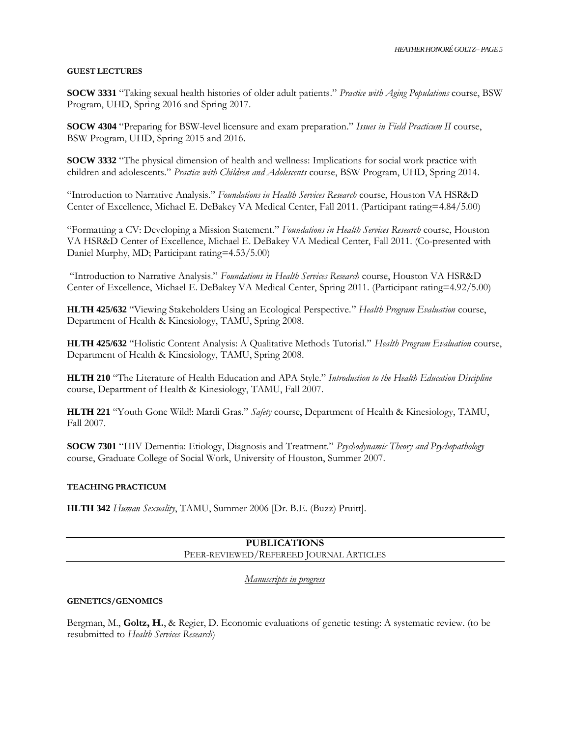#### GUEST LECTURES

**SOCW 3331** "Taking sexual health histories of older adult patients." *Practice with Aging Populations* course, BSW Program, UHD, Spring 2016 and Spring 2017.

**SOCW 4304** "Preparing for BSW-level licensure and exam preparation." *Issues in Field Practicum II* course, BSW Program, UHD, Spring 2015 and 2016.

**SOCW 3332** "The physical dimension of health and wellness: Implications for social work practice with children and adolescents." *Practice with Children and Adolescents* course, BSW Program, UHD, Spring 2014.

"Introduction to Narrative Analysis." *Foundations in Health Services Research* course, Houston VA HSR&D Center of Excellence, Michael E. DeBakey VA Medical Center, Fall 2011. (Participant rating=4.84/5.00)

"Formatting a CV: Developing a Mission Statement." *Foundations in Health Services Research* course, Houston VA HSR&D Center of Excellence, Michael E. DeBakey VA Medical Center, Fall 2011. (Co-presented with Daniel Murphy, MD; Participant rating=4.53/5.00)

"Introduction to Narrative Analysis." *Foundations in Health Services Research* course, Houston VA HSR&D Center of Excellence, Michael E. DeBakey VA Medical Center, Spring 2011. (Participant rating=4.92/5.00)

**HLTH 425/632** "Viewing Stakeholders Using an Ecological Perspective." *Health Program Evaluation* course, Department of Health & Kinesiology, TAMU, Spring 2008.

**HLTH 425/632** "Holistic Content Analysis: A Qualitative Methods Tutorial." *Health Program Evaluation* course, Department of Health & Kinesiology, TAMU, Spring 2008.

**HLTH 210** "The Literature of Health Education and APA Style." *Introduction to the Health Education Discipline* course, Department of Health & Kinesiology, TAMU, Fall 2007.

**HLTH 221** "Youth Gone Wild!: Mardi Gras." *Safety* course, Department of Health & Kinesiology, TAMU, Fall 2007.

**SOCW 7301** "HIV Dementia: Etiology, Diagnosis and Treatment." *Psychodynamic Theory and Psychopathology* course, Graduate College of Social Work, University of Houston, Summer 2007.

#### TEACHING PRACTICUM

**HLTH 342** *Human Sexuality*, TAMU, Summer 2006 [Dr. B.E. (Buzz) Pruitt].

## PUBLICATIONS

### PEER-REVIEWED/REFEREED JOURNAL ARTICLES

*Manuscripts in progress*

#### GENETICS/GENOMICS

Bergman, M., **Goltz, H.**, & Regier, D. Economic evaluations of genetic testing: A systematic review. (to be resubmitted to *Health Services Research*)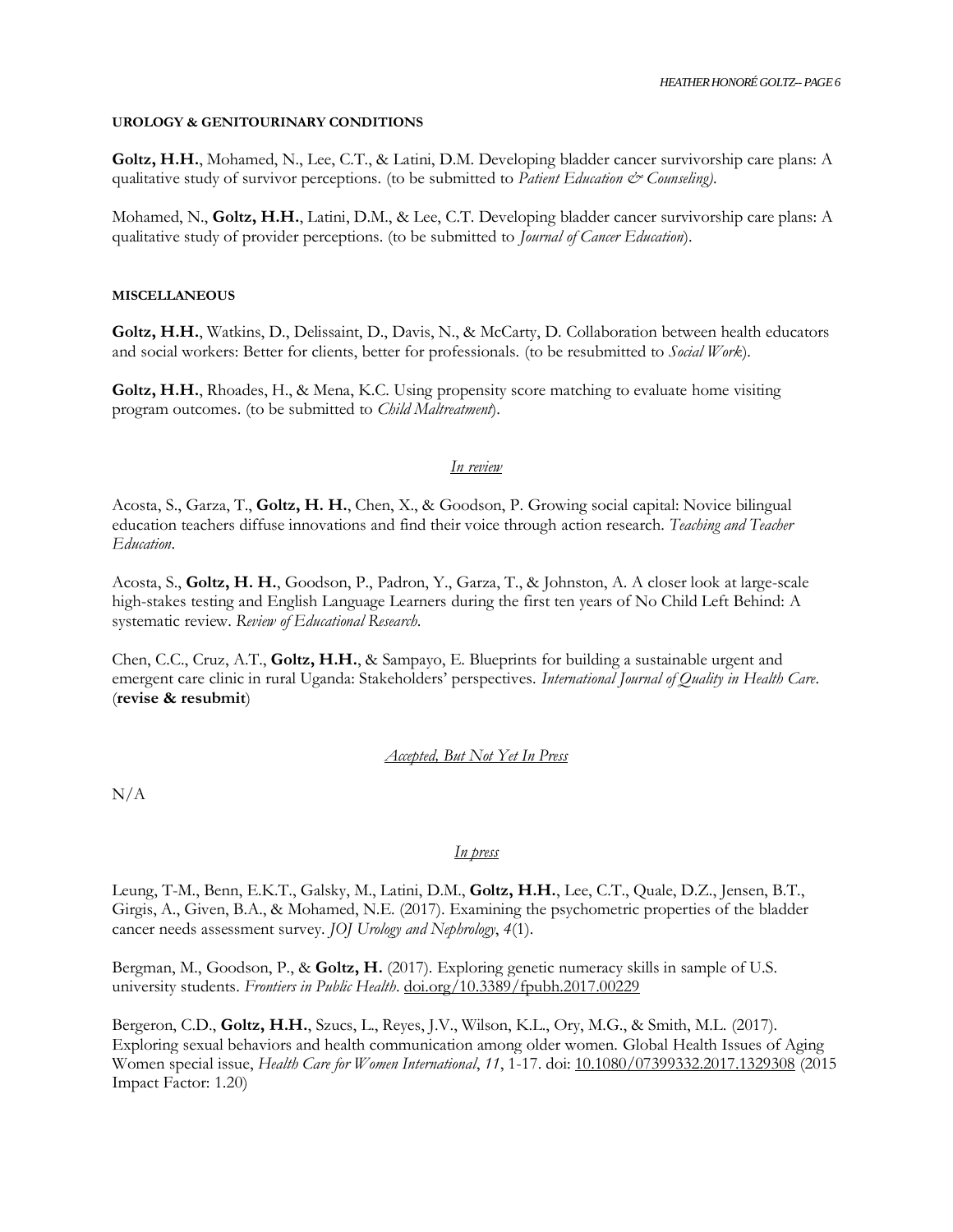#### UROLOGY & GENITOURINARY CONDITIONS

**Goltz, H.H.**, Mohamed, N., Lee, C.T., & Latini, D.M. Developing bladder cancer survivorship care plans: A qualitative study of survivor perceptions. (to be submitted to *Patient Education & Counseling)*.

Mohamed, N., **Goltz, H.H.**, Latini, D.M., & Lee, C.T. Developing bladder cancer survivorship care plans: A qualitative study of provider perceptions. (to be submitted to *Journal of Cancer Education*).

#### MISCELLANEOUS

**Goltz, H.H.**, Watkins, D., Delissaint, D., Davis, N., & McCarty, D. Collaboration between health educators and social workers: Better for clients, better for professionals. (to be resubmitted to *Social Work*).

**Goltz, H.H.**, Rhoades, H., & Mena, K.C. Using propensity score matching to evaluate home visiting program outcomes. (to be submitted to *Child Maltreatment*).

<u>*In review*</u>

Acosta, S., Garza, T., **Goltz, H. H.**, Chen, X., & Goodson, P. Growing social capital: Novice bilingual education teachers diffuse innovations and find their voice through action research. *Teaching and Teacher Education*.

Acosta, S., **Goltz, H. H.**, Goodson, P., Padron, Y., Garza, T., & Johnston, A. A closer look at large-scale high-stakes testing and English Language Learners during the first ten years of No Child Left Behind: A systematic review. *Review of Educational Research*.

Chen, C.C., Cruz, A.T., **Goltz, H.H.**, & Sampayo, E. Blueprints for building a sustainable urgent and emergent care clinic in rural Uganda: Stakeholders' perspectives. *International Journal of Quality in Health Care*. (**revise & resubmit**)

<u>*Accepted, But Not Yet In Press*</u>

N/A

<u>*In press*</u>

Leung, T-M., Benn, E.K.T., Galsky, M., Latini, D.M., **Goltz, H.H.**, Lee, C.T., Quale, D.Z., Jensen, B.T., Girgis, A., Given, B.A., & Mohamed, N.E. (2017). Examining the psychometric properties of the bladder cancer needs assessment survey. *JOJ Urology and Nephrology*, *4*(1).

Bergman, M., Goodson, P., & **Goltz, H.** (2017). Exploring genetic numeracy skills in sample of U.S. university students. *Frontiers in Public Health*. doi.org/10.3389/fpubh.2017.00229

Bergeron, C.D., **Goltz, H.H.**, Szucs, L., Reyes, J.V., Wilson, K.L., Ory, M.G., & Smith, M.L. (2017). Exploring sexual behaviors and health communication among older women. Global Health Issues of Aging Women special issue, *Health Care for Women International*, *11*, 1-17. doi: 10.1080/07399332.2017.1329308 (2015 Impact Factor: 1.20)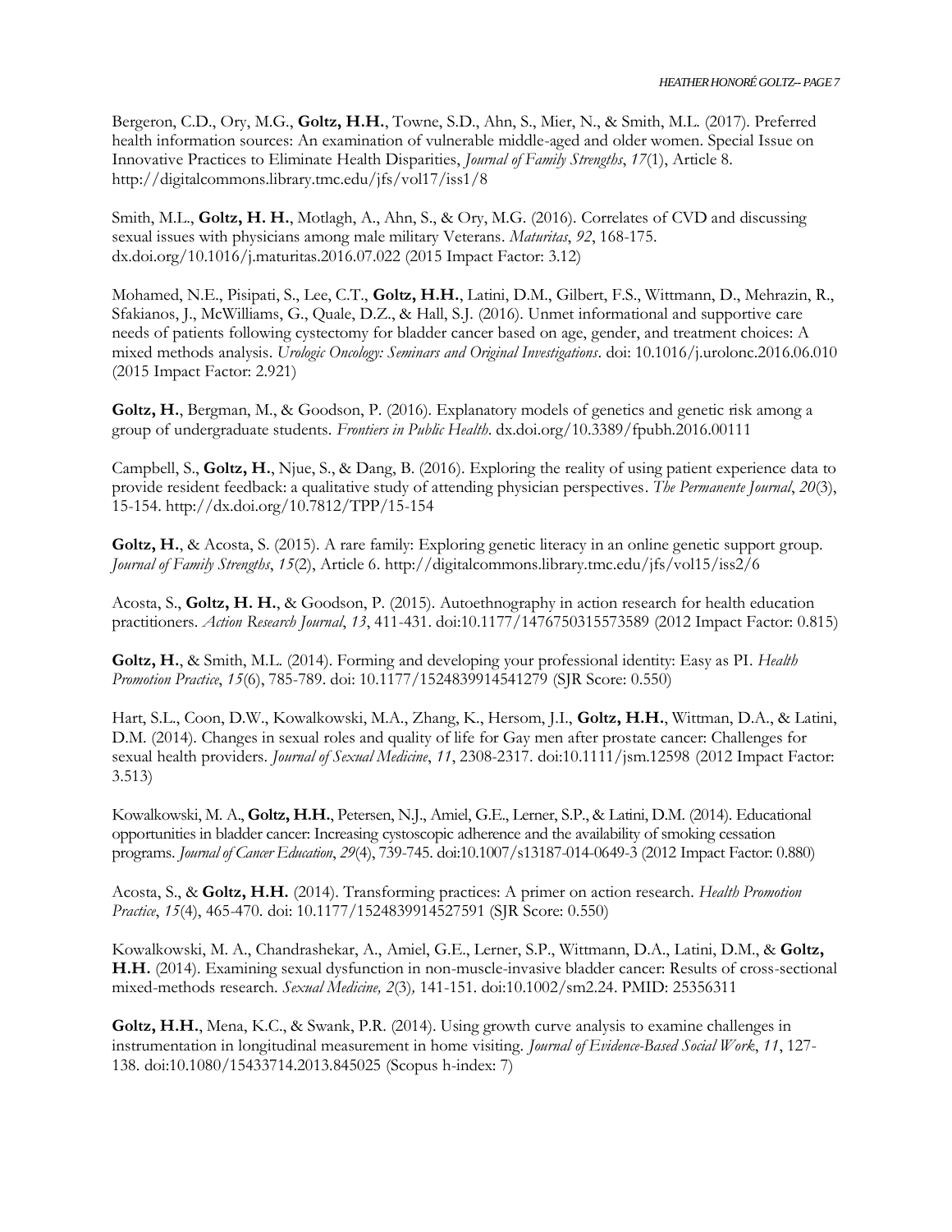Bergeron, C.D., Ory, M.G., **Goltz, H.H.**, Towne, S.D., Ahn, S., Mier, N., & Smith, M.L. (2017). Preferred health information sources: An examination of vulnerable middle-aged and older women. Special Issue on Innovative Practices to Eliminate Health Disparities, *Journal of Family Strengths*, *17*(1), Article 8. http://digitalcommons.library.tmc.edu/jfs/vol17/iss1/8

Smith, M.L., **Goltz, H. H.**, Motlagh, A., Ahn, S., & Ory, M.G. (2016). Correlates of CVD and discussing sexual issues with physicians among male military Veterans. *Maturitas*, *92*, 168-175. dx.doi.org/10.1016/j.maturitas.2016.07.022 (2015 Impact Factor: 3.12)

Mohamed, N.E., Pisipati, S., Lee, C.T., **Goltz, H.H.**, Latini, D.M., Gilbert, F.S., Wittmann, D., Mehrazin, R., Sfakianos, J., McWilliams, G., Quale, D.Z., & Hall, S.J. (2016). Unmet informational and supportive care needs of patients following cystectomy for bladder cancer based on age, gender, and treatment choices: A mixed methods analysis. *Urologic Oncology: Seminars and Original Investigations*. doi: 10.1016/j.urolonc.2016.06.010 (2015 Impact Factor: 2.921)

**Goltz, H.**, Bergman, M., & Goodson, P. (2016). Explanatory models of genetics and genetic risk among a group of undergraduate students. *Frontiers in Public Health*. dx.doi.org/10.3389/fpubh.2016.00111

Campbell, S., **Goltz, H.**, Njue, S., & Dang, B. (2016). Exploring the reality of using patient experience data to provide resident feedback: a qualitative study of attending physician perspectives. *The Permanente Journal*, *20*(3), 15-154. http://dx.doi.org/10.7812/TPP/15-154

**Goltz, H.**, & Acosta, S. (2015). A rare family: Exploring genetic literacy in an online genetic support group. *Journal of Family Strengths*, *15*(2), Article 6. http://digitalcommons.library.tmc.edu/jfs/vol15/iss2/6

Acosta, S., **Goltz, H. H.**, & Goodson, P. (2015). Autoethnography in action research for health education practitioners. *Action Research Journal*, *13*, 411-431. doi:10.1177/1476750315573589 (2012 Impact Factor: 0.815)

**Goltz, H.**, & Smith, M.L. (2014). Forming and developing your professional identity: Easy as PI. *Health Promotion Practice*, *15*(6), 785-789. doi: 10.1177/1524839914541279 (SJR Score: 0.550)

Hart, S.L., Coon, D.W., Kowalkowski, M.A., Zhang, K., Hersom, J.I., **Goltz, H.H.**, Wittman, D.A., & Latini, D.M. (2014). Changes in sexual roles and quality of life for Gay men after prostate cancer: Challenges for sexual health providers. *Journal of Sexual Medicine*, *11*, 2308-2317. doi:10.1111/jsm.12598 (2012 Impact Factor: 3.513)

Kowalkowski, M. A., **Goltz, H.H.**, Petersen, N.J., Amiel, G.E., Lerner, S.P., & Latini, D.M. (2014). Educational opportunities in bladder cancer: Increasing cystoscopic adherence and the availability of smoking cessation programs. *Journal of Cancer Education*, *29*(4), 739-745. doi:10.1007/s13187-014-0649-3 (2012 Impact Factor: 0.880)

Acosta, S., & **Goltz, H.H.** (2014). Transforming practices: A primer on action research. *Health Promotion Practice*, *15*(4), 465-470. doi: 10.1177/1524839914527591 (SJR Score: 0.550)

Kowalkowski, M. A., Chandrashekar, A., Amiel, G.E., Lerner, S.P., Wittmann, D.A., Latini, D.M., & **Goltz, H.H.** (2014). Examining sexual dysfunction in non-muscle-invasive bladder cancer: Results of cross-sectional mixed-methods research. *Sexual Medicine, 2*(3), 141-151. doi:10.1002/sm2.24. PMID: 25356311

**Goltz, H.H.**, Mena, K.C., & Swank, P.R. (2014). Using growth curve analysis to examine challenges in instrumentation in longitudinal measurement in home visiting. *Journal of Evidence-Based Social Work*, *11*, 127-138. doi:10.1080/15433714.2013.845025 (Scopus h-index: 7)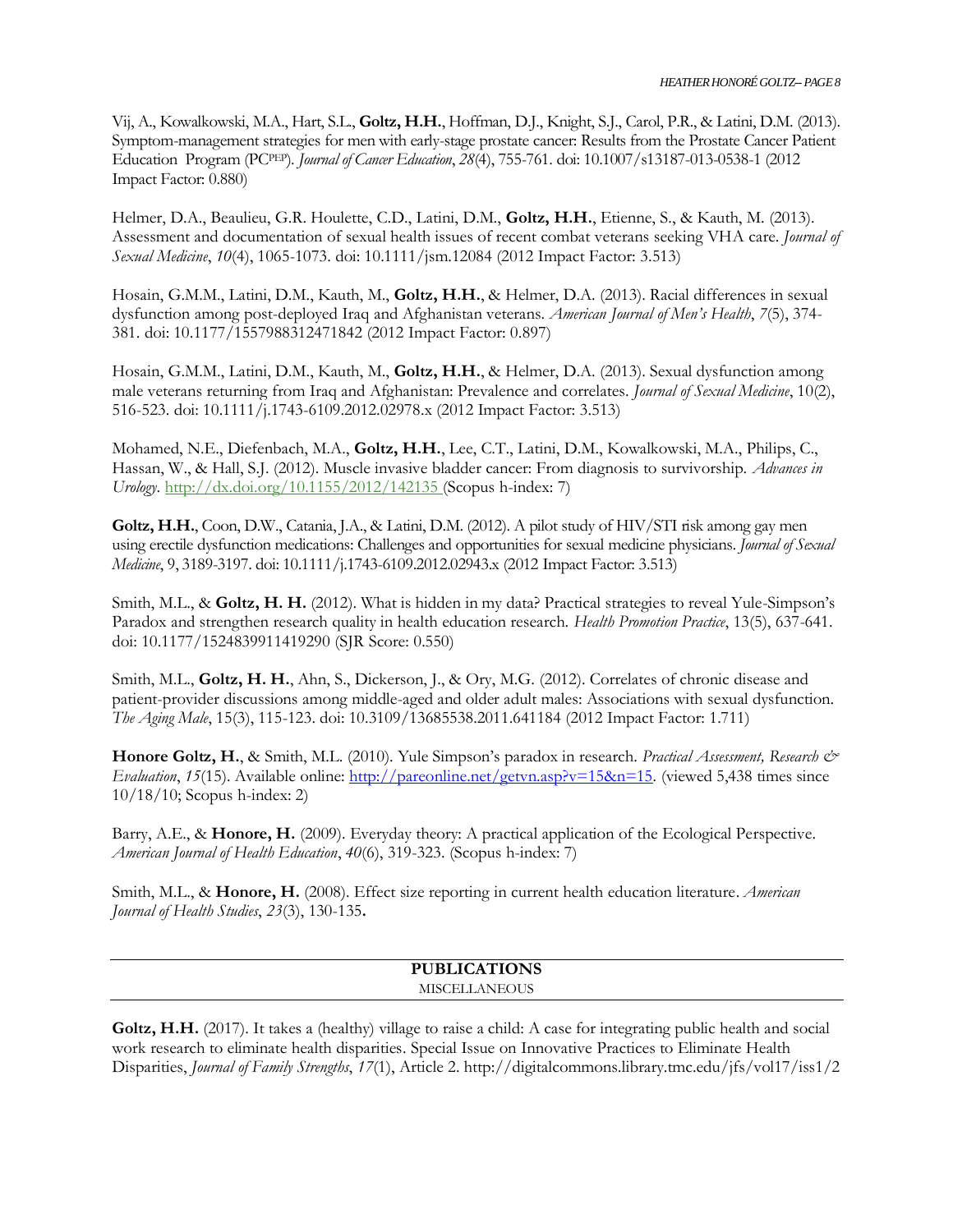Vij, A., Kowalkowski, M.A., Hart, S.L., **Goltz, H.H.**, Hoffman, D.J., Knight, S.J., Carol, P.R., & Latini, D.M. (2013). Symptom-management strategies for men with early-stage prostate cancer: Results from the Prostate Cancer Patient Education Program (PC[PEP]). *Journal of Cancer Education*, *28*(4), 755-761. doi: 10.1007/s13187-013-0538-1 (2012 Impact Factor: 0.880)

Helmer, D.A., Beaulieu, G.R. Houlette, C.D., Latini, D.M., **Goltz, H.H.**, Etienne, S., & Kauth, M. (2013). Assessment and documentation of sexual health issues of recent combat veterans seeking VHA care. *Journal of Sexual Medicine*, *10*(4), 1065-1073. doi: 10.1111/jsm.12084 (2012 Impact Factor: 3.513)

Hosain, G.M.M., Latini, D.M., Kauth, M., **Goltz, H.H.**, & Helmer, D.A. (2013). Racial differences in sexual dysfunction among post-deployed Iraq and Afghanistan veterans. *American Journal of Men's Health*, *7*(5), 374-381. doi: 10.1177/1557988312471842 (2012 Impact Factor: 0.897)

Hosain, G.M.M., Latini, D.M., Kauth, M., **Goltz, H.H.**, & Helmer, D.A. (2013). Sexual dysfunction among male veterans returning from Iraq and Afghanistan: Prevalence and correlates. *Journal of Sexual Medicine*, 10(2), 516-523. doi: 10.1111/j.1743-6109.2012.02978.x (2012 Impact Factor: 3.513)

Mohamed, N.E., Diefenbach, M.A., **Goltz, H.H.**, Lee, C.T., Latini, D.M., Kowalkowski, M.A., Philips, C., Hassan, W., & Hall, S.J. (2012). Muscle invasive bladder cancer: From diagnosis to survivorship. *Advances in Urology*. http://dx.doi.org/10.1155/2012/142135 (Scopus h-index: 7)

**Goltz, H.H.**, Coon, D.W., Catania, J.A., & Latini, D.M. (2012). A pilot study of HIV/STI risk among gay men using erectile dysfunction medications: Challenges and opportunities for sexual medicine physicians. *Journal of Sexual Medicine*, 9, 3189-3197. doi: 10.1111/j.1743-6109.2012.02943.x (2012 Impact Factor: 3.513)

Smith, M.L., & **Goltz, H. H.** (2012). What is hidden in my data? Practical strategies to reveal Yule-Simpson's Paradox and strengthen research quality in health education research. *Health Promotion Practice*, 13(5), 637-641. doi: 10.1177/1524839911419290 (SJR Score: 0.550)

Smith, M.L., **Goltz, H. H.**, Ahn, S., Dickerson, J., & Ory, M.G. (2012). Correlates of chronic disease and patient-provider discussions among middle-aged and older adult males: Associations with sexual dysfunction. *The Aging Male*, 15(3), 115-123. doi: 10.3109/13685538.2011.641184 (2012 Impact Factor: 1.711)

**Honore Goltz, H.**, & Smith, M.L. (2010). Yule Simpson's paradox in research. *Practical Assessment, Research & Evaluation*, *15*(15). Available online: http://pareonline.net/getvn.asp?v=15&n=15. (viewed 5,438 times since 10/18/10; Scopus h-index: 2)

Barry, A.E., & **Honore, H.** (2009). Everyday theory: A practical application of the Ecological Perspective. *American Journal of Health Education*, *40*(6), 319-323. (Scopus h-index: 7)

Smith, M.L., & **Honore, H.** (2008). Effect size reporting in current health education literature. *American Journal of Health Studies*, *23*(3), 130-135.

## PUBLICATIONS

MISCELLANEOUS

**Goltz, H.H.** (2017). It takes a (healthy) village to raise a child: A case for integrating public health and social work research to eliminate health disparities. Special Issue on Innovative Practices to Eliminate Health Disparities, *Journal of Family Strengths*, *17*(1), Article 2. http://digitalcommons.library.tmc.edu/jfs/vol17/iss1/2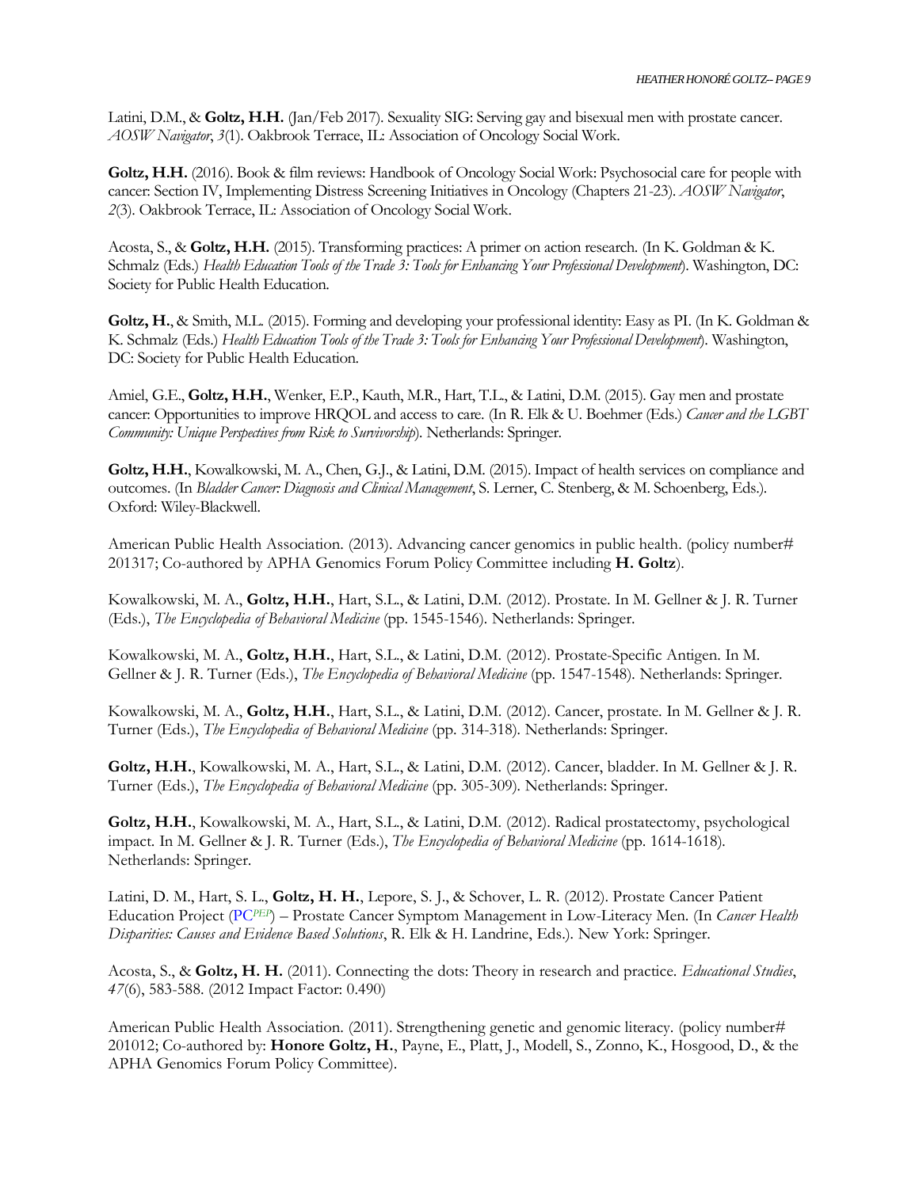Latini, D.M., & **Goltz, H.H.** (Jan/Feb 2017). Sexuality SIG: Serving gay and bisexual men with prostate cancer. *AOSW Navigator*, *3*(1). Oakbrook Terrace, IL: Association of Oncology Social Work.

**Goltz, H.H.** (2016). Book & film reviews: Handbook of Oncology Social Work: Psychosocial care for people with cancer: Section IV, Implementing Distress Screening Initiatives in Oncology (Chapters 21-23). *AOSW Navigator*, *2*(3). Oakbrook Terrace, IL: Association of Oncology Social Work.

Acosta, S., & **Goltz, H.H.** (2015). Transforming practices: A primer on action research. (In K. Goldman & K. Schmalz (Eds.) *Health Education Tools of the Trade 3: Tools for Enhancing Your Professional Development*). Washington, DC: Society for Public Health Education.

**Goltz, H.**, & Smith, M.L. (2015). Forming and developing your professional identity: Easy as PI. (In K. Goldman & K. Schmalz (Eds.) *Health Education Tools of the Trade 3: Tools for Enhancing Your Professional Development*). Washington, DC: Society for Public Health Education.

Amiel, G.E., **Goltz, H.H.**, Wenker, E.P., Kauth, M.R., Hart, T.L., & Latini, D.M. (2015). Gay men and prostate cancer: Opportunities to improve HRQOL and access to care. (In R. Elk & U. Boehmer (Eds.) *Cancer and the LGBT Community: Unique Perspectives from Risk to Survivorship*). Netherlands: Springer.

**Goltz, H.H.**, Kowalkowski, M. A., Chen, G.J., & Latini, D.M. (2015). Impact of health services on compliance and outcomes. (In *Bladder Cancer: Diagnosis and Clinical Management*, S. Lerner, C. Stenberg, & M. Schoenberg, Eds.). Oxford: Wiley-Blackwell.

American Public Health Association. (2013). Advancing cancer genomics in public health. (policy number# 201317; Co-authored by APHA Genomics Forum Policy Committee including **H. Goltz**).

Kowalkowski, M. A., **Goltz, H.H.**, Hart, S.L., & Latini, D.M. (2012). Prostate. In M. Gellner & J. R. Turner (Eds.), *The Encyclopedia of Behavioral Medicine* (pp. 1545-1546). Netherlands: Springer.

Kowalkowski, M. A., **Goltz, H.H.**, Hart, S.L., & Latini, D.M. (2012). Prostate-Specific Antigen. In M. Gellner & J. R. Turner (Eds.), *The Encyclopedia of Behavioral Medicine* (pp. 1547-1548). Netherlands: Springer.

Kowalkowski, M. A., **Goltz, H.H.**, Hart, S.L., & Latini, D.M. (2012). Cancer, prostate. In M. Gellner & J. R. Turner (Eds.), *The Encyclopedia of Behavioral Medicine* (pp. 314-318). Netherlands: Springer.

**Goltz, H.H.**, Kowalkowski, M. A., Hart, S.L., & Latini, D.M. (2012). Cancer, bladder. In M. Gellner & J. R. Turner (Eds.), *The Encyclopedia of Behavioral Medicine* (pp. 305-309). Netherlands: Springer.

**Goltz, H.H.**, Kowalkowski, M. A., Hart, S.L., & Latini, D.M. (2012). Radical prostatectomy, psychological impact. In M. Gellner & J. R. Turner (Eds.), *The Encyclopedia of Behavioral Medicine* (pp. 1614-1618). Netherlands: Springer.

Latini, D. M., Hart, S. L., **Goltz, H. H.**, Lepore, S. J., & Schover, L. R. (2012). Prostate Cancer Patient Education Project (PC*PEP*) – Prostate Cancer Symptom Management in Low-Literacy Men. (In *Cancer Health Disparities: Causes and Evidence Based Solutions*, R. Elk & H. Landrine, Eds.). New York: Springer.

Acosta, S., & **Goltz, H. H.** (2011). Connecting the dots: Theory in research and practice. *Educational Studies*, *47*(6), 583-588. (2012 Impact Factor: 0.490)

American Public Health Association. (2011). Strengthening genetic and genomic literacy. (policy number# 201012; Co-authored by: **Honore Goltz, H.**, Payne, E., Platt, J., Modell, S., Zonno, K., Hosgood, D., & the APHA Genomics Forum Policy Committee).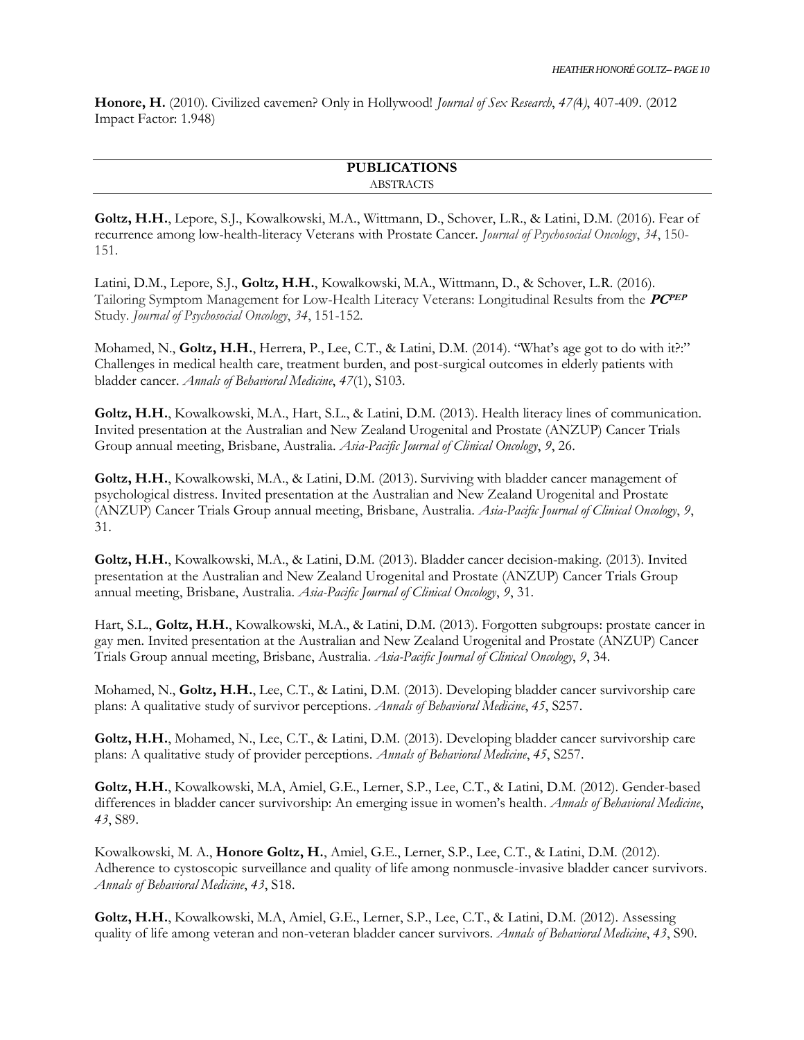**Honore, H.** (2010). Civilized cavemen? Only in Hollywood! *Journal of Sex Research*, *47(*4*)*, 407-409. (2012 Impact Factor: 1.948)

## PUBLICATIONS

### ABSTRACTS

**Goltz, H.H.**, Lepore, S.J., Kowalkowski, M.A., Wittmann, D., Schover, L.R., & Latini, D.M. (2016). Fear of recurrence among low-health-literacy Veterans with Prostate Cancer. *Journal of Psychosocial Oncology*, *34*, 150-151.

Latini, D.M., Lepore, S.J., **Goltz, H.H.**, Kowalkowski, M.A., Wittmann, D., & Schover, L.R. (2016). Tailoring Symptom Management for Low-Health Literacy Veterans: Longitudinal Results from the ***PC**PEP* Study. *Journal of Psychosocial Oncology*, *34*, 151-152.

Mohamed, N., **Goltz, H.H.**, Herrera, P., Lee, C.T., & Latini, D.M. (2014). "What's age got to do with it?:" Challenges in medical health care, treatment burden, and post-surgical outcomes in elderly patients with bladder cancer. *Annals of Behavioral Medicine*, *47*(1), S103.

**Goltz, H.H.**, Kowalkowski, M.A., Hart, S.L., & Latini, D.M. (2013). Health literacy lines of communication. Invited presentation at the Australian and New Zealand Urogenital and Prostate (ANZUP) Cancer Trials Group annual meeting, Brisbane, Australia. *Asia-Pacific Journal of Clinical Oncology*, *9*, 26.

**Goltz, H.H.**, Kowalkowski, M.A., & Latini, D.M. (2013). Surviving with bladder cancer management of psychological distress. Invited presentation at the Australian and New Zealand Urogenital and Prostate (ANZUP) Cancer Trials Group annual meeting, Brisbane, Australia. *Asia-Pacific Journal of Clinical Oncology*, *9*, 31.

**Goltz, H.H.**, Kowalkowski, M.A., & Latini, D.M. (2013). Bladder cancer decision-making. (2013). Invited presentation at the Australian and New Zealand Urogenital and Prostate (ANZUP) Cancer Trials Group annual meeting, Brisbane, Australia. *Asia-Pacific Journal of Clinical Oncology*, *9*, 31.

Hart, S.L., **Goltz, H.H.**, Kowalkowski, M.A., & Latini, D.M. (2013). Forgotten subgroups: prostate cancer in gay men. Invited presentation at the Australian and New Zealand Urogenital and Prostate (ANZUP) Cancer Trials Group annual meeting, Brisbane, Australia. *Asia-Pacific Journal of Clinical Oncology*, *9*, 34.

Mohamed, N., **Goltz, H.H.**, Lee, C.T., & Latini, D.M. (2013). Developing bladder cancer survivorship care plans: A qualitative study of survivor perceptions. *Annals of Behavioral Medicine*, *45*, S257.

**Goltz, H.H.**, Mohamed, N., Lee, C.T., & Latini, D.M. (2013). Developing bladder cancer survivorship care plans: A qualitative study of provider perceptions. *Annals of Behavioral Medicine*, *45*, S257.

**Goltz, H.H.**, Kowalkowski, M.A, Amiel, G.E., Lerner, S.P., Lee, C.T., & Latini, D.M. (2012). Gender-based differences in bladder cancer survivorship: An emerging issue in women's health. *Annals of Behavioral Medicine*, *43*, S89.

Kowalkowski, M. A., **Honore Goltz, H.**, Amiel, G.E., Lerner, S.P., Lee, C.T., & Latini, D.M. (2012). Adherence to cystoscopic surveillance and quality of life among nonmuscle-invasive bladder cancer survivors. *Annals of Behavioral Medicine*, *43*, S18.

**Goltz, H.H.**, Kowalkowski, M.A, Amiel, G.E., Lerner, S.P., Lee, C.T., & Latini, D.M. (2012). Assessing quality of life among veteran and non-veteran bladder cancer survivors. *Annals of Behavioral Medicine*, *43*, S90.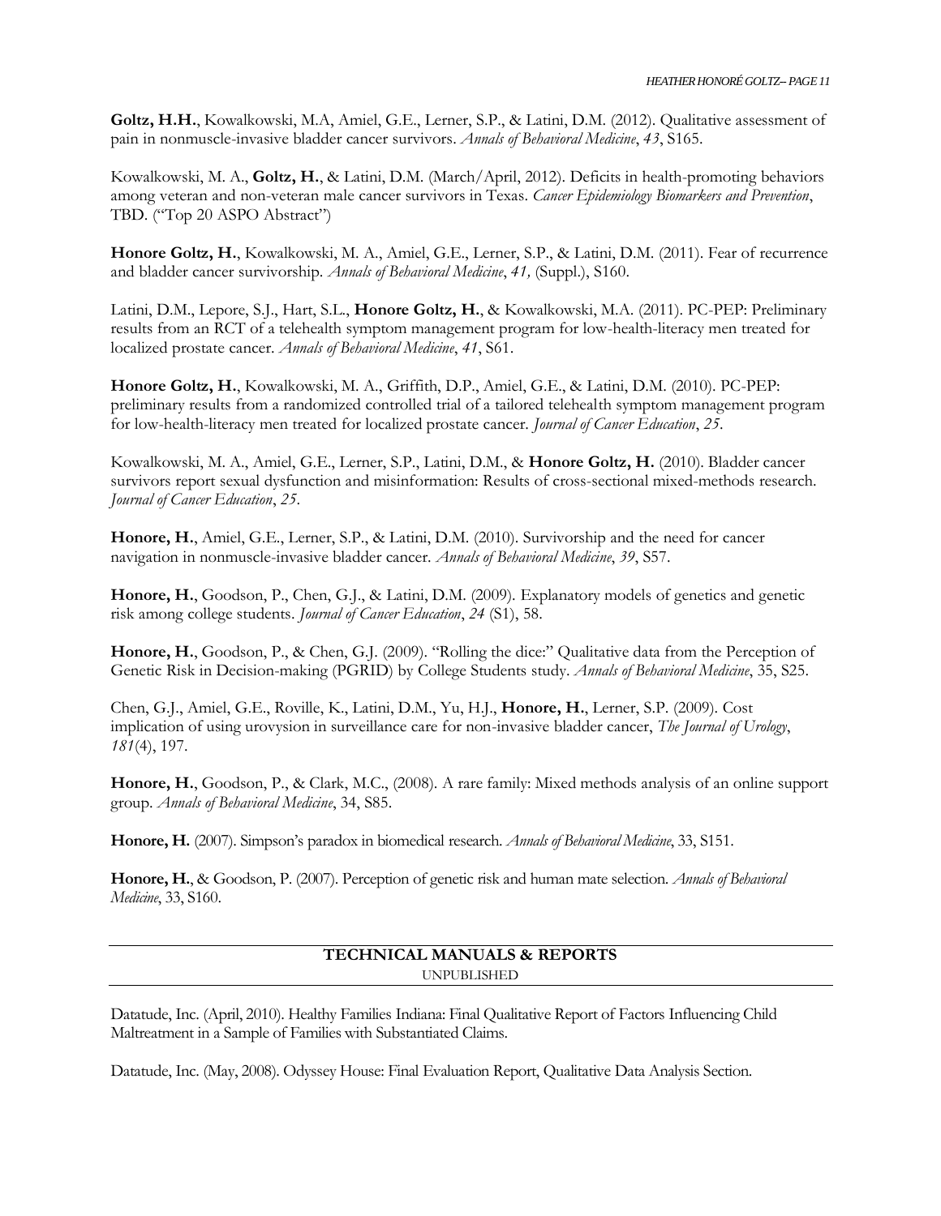**Goltz, H.H.**, Kowalkowski, M.A, Amiel, G.E., Lerner, S.P., & Latini, D.M. (2012). Qualitative assessment of pain in nonmuscle-invasive bladder cancer survivors. *Annals of Behavioral Medicine*, *43*, S165.

Kowalkowski, M. A., **Goltz, H.**, & Latini, D.M. (March/April, 2012). Deficits in health-promoting behaviors among veteran and non-veteran male cancer survivors in Texas. *Cancer Epidemiology Biomarkers and Prevention*, TBD. ("Top 20 ASPO Abstract")

**Honore Goltz, H.**, Kowalkowski, M. A., Amiel, G.E., Lerner, S.P., & Latini, D.M. (2011). Fear of recurrence and bladder cancer survivorship. *Annals of Behavioral Medicine*, *41,* (Suppl.), S160.

Latini, D.M., Lepore, S.J., Hart, S.L., **Honore Goltz, H.**, & Kowalkowski, M.A. (2011). PC-PEP: Preliminary results from an RCT of a telehealth symptom management program for low-health-literacy men treated for localized prostate cancer. *Annals of Behavioral Medicine*, *41*, S61.

**Honore Goltz, H.**, Kowalkowski, M. A., Griffith, D.P., Amiel, G.E., & Latini, D.M. (2010). PC-PEP: preliminary results from a randomized controlled trial of a tailored telehealth symptom management program for low-health-literacy men treated for localized prostate cancer. *Journal of Cancer Education*, *25*.

Kowalkowski, M. A., Amiel, G.E., Lerner, S.P., Latini, D.M., & **Honore Goltz, H.** (2010). Bladder cancer survivors report sexual dysfunction and misinformation: Results of cross-sectional mixed-methods research. *Journal of Cancer Education*, *25*.

**Honore, H.**, Amiel, G.E., Lerner, S.P., & Latini, D.M. (2010). Survivorship and the need for cancer navigation in nonmuscle-invasive bladder cancer. *Annals of Behavioral Medicine*, *39*, S57.

**Honore, H.**, Goodson, P., Chen, G.J., & Latini, D.M. (2009). Explanatory models of genetics and genetic risk among college students. *Journal of Cancer Education*, *24* (S1), 58.

**Honore, H.**, Goodson, P., & Chen, G.J. (2009). "Rolling the dice:" Qualitative data from the Perception of Genetic Risk in Decision-making (PGRID) by College Students study. *Annals of Behavioral Medicine*, 35, S25.

Chen, G.J., Amiel, G.E., Roville, K., Latini, D.M., Yu, H.J., **Honore, H.**, Lerner, S.P. (2009). Cost implication of using urovysion in surveillance care for non-invasive bladder cancer, *The Journal of Urology*, *181*(4), 197.

**Honore, H.**, Goodson, P., & Clark, M.C., (2008). A rare family: Mixed methods analysis of an online support group. *Annals of Behavioral Medicine*, 34, S85.

**Honore, H.** (2007). Simpson's paradox in biomedical research. *Annals of Behavioral Medicine*, 33, S151.

**Honore, H.**, & Goodson, P. (2007). Perception of genetic risk and human mate selection. *Annals of Behavioral Medicine*, 33, S160.

## TECHNICAL MANUALS & REPORTS

UNPUBLISHED

Datatude, Inc. (April, 2010). Healthy Families Indiana: Final Qualitative Report of Factors Influencing Child Maltreatment in a Sample of Families with Substantiated Claims.

Datatude, Inc. (May, 2008). Odyssey House: Final Evaluation Report, Qualitative Data Analysis Section.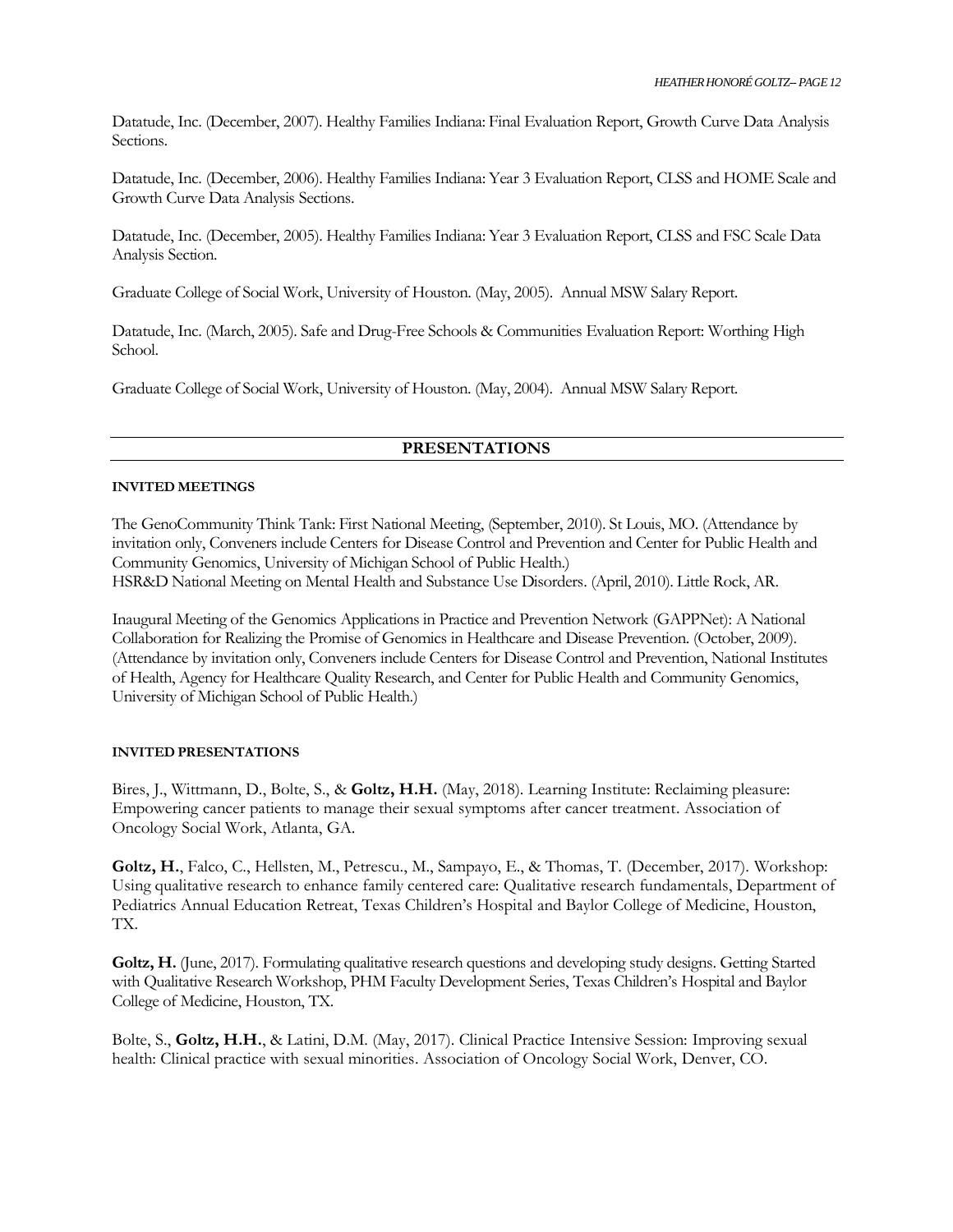Datatude, Inc. (December, 2007). Healthy Families Indiana: Final Evaluation Report, Growth Curve Data Analysis Sections.

Datatude, Inc. (December, 2006). Healthy Families Indiana: Year 3 Evaluation Report, CLSS and HOME Scale and Growth Curve Data Analysis Sections.

Datatude, Inc. (December, 2005). Healthy Families Indiana: Year 3 Evaluation Report, CLSS and FSC Scale Data Analysis Section.

Graduate College of Social Work, University of Houston. (May, 2005). Annual MSW Salary Report.

Datatude, Inc. (March, 2005). Safe and Drug-Free Schools & Communities Evaluation Report: Worthing High School.

Graduate College of Social Work, University of Houston. (May, 2004). Annual MSW Salary Report.

## PRESENTATIONS

#### INVITED MEETINGS

The GenoCommunity Think Tank: First National Meeting, (September, 2010). St Louis, MO. (Attendance by invitation only, Conveners include Centers for Disease Control and Prevention and Center for Public Health and Community Genomics, University of Michigan School of Public Health.)
HSR&D National Meeting on Mental Health and Substance Use Disorders. (April, 2010). Little Rock, AR.

Inaugural Meeting of the Genomics Applications in Practice and Prevention Network (GAPPNet): A National Collaboration for Realizing the Promise of Genomics in Healthcare and Disease Prevention. (October, 2009). (Attendance by invitation only, Conveners include Centers for Disease Control and Prevention, National Institutes of Health, Agency for Healthcare Quality Research, and Center for Public Health and Community Genomics, University of Michigan School of Public Health.)

#### INVITED PRESENTATIONS

Bires, J., Wittmann, D., Bolte, S., & **Goltz, H.H.** (May, 2018). Learning Institute: Reclaiming pleasure: Empowering cancer patients to manage their sexual symptoms after cancer treatment. Association of Oncology Social Work, Atlanta, GA.

**Goltz, H.**, Falco, C., Hellsten, M., Petrescu., M., Sampayo, E., & Thomas, T. (December, 2017). Workshop: Using qualitative research to enhance family centered care: Qualitative research fundamentals, Department of Pediatrics Annual Education Retreat, Texas Children's Hospital and Baylor College of Medicine, Houston, TX.

**Goltz, H.** (June, 2017). Formulating qualitative research questions and developing study designs. Getting Started with Qualitative Research Workshop, PHM Faculty Development Series, Texas Children's Hospital and Baylor College of Medicine, Houston, TX.

Bolte, S., **Goltz, H.H.**, & Latini, D.M. (May, 2017). Clinical Practice Intensive Session: Improving sexual health: Clinical practice with sexual minorities. Association of Oncology Social Work, Denver, CO.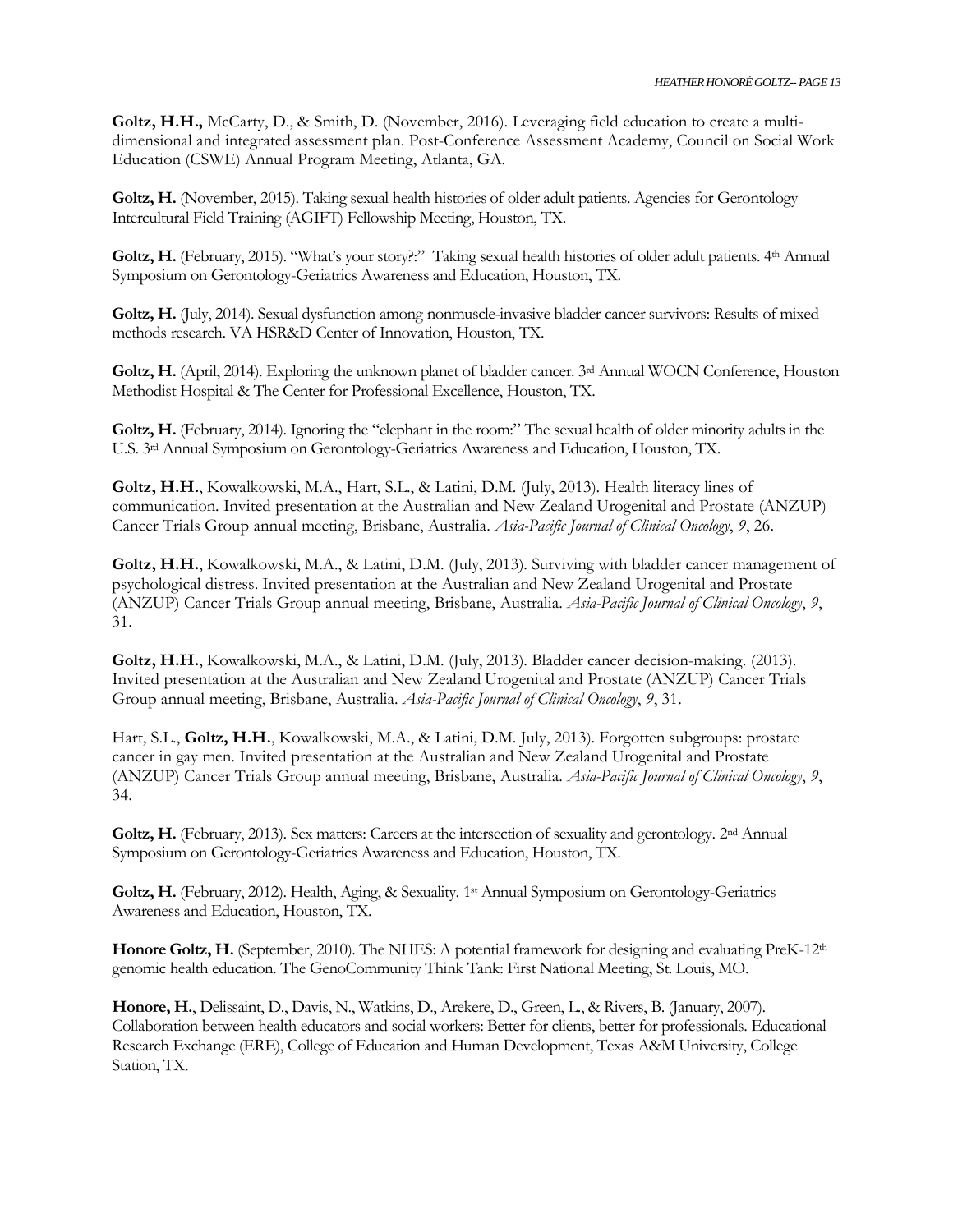**Goltz, H.H.,** McCarty, D., & Smith, D. (November, 2016). Leveraging field education to create a multi-dimensional and integrated assessment plan. Post-Conference Assessment Academy, Council on Social Work Education (CSWE) Annual Program Meeting, Atlanta, GA.

**Goltz, H.** (November, 2015). Taking sexual health histories of older adult patients. Agencies for Gerontology Intercultural Field Training (AGIFT) Fellowship Meeting, Houston, TX.

**Goltz, H.** (February, 2015). "What's your story?:" Taking sexual health histories of older adult patients. 4th Annual Symposium on Gerontology-Geriatrics Awareness and Education, Houston, TX.

**Goltz, H.** (July, 2014). Sexual dysfunction among nonmuscle-invasive bladder cancer survivors: Results of mixed methods research. VA HSR&D Center of Innovation, Houston, TX.

**Goltz, H.** (April, 2014). Exploring the unknown planet of bladder cancer. 3rd Annual WOCN Conference, Houston Methodist Hospital & The Center for Professional Excellence, Houston, TX.

**Goltz, H.** (February, 2014). Ignoring the "elephant in the room:" The sexual health of older minority adults in the U.S. 3rd Annual Symposium on Gerontology-Geriatrics Awareness and Education, Houston, TX.

**Goltz, H.H.**, Kowalkowski, M.A., Hart, S.L., & Latini, D.M. (July, 2013). Health literacy lines of communication. Invited presentation at the Australian and New Zealand Urogenital and Prostate (ANZUP) Cancer Trials Group annual meeting, Brisbane, Australia. *Asia-Pacific Journal of Clinical Oncology*, *9*, 26.

**Goltz, H.H.**, Kowalkowski, M.A., & Latini, D.M. (July, 2013). Surviving with bladder cancer management of psychological distress. Invited presentation at the Australian and New Zealand Urogenital and Prostate (ANZUP) Cancer Trials Group annual meeting, Brisbane, Australia. *Asia-Pacific Journal of Clinical Oncology*, *9*, 31.

**Goltz, H.H.**, Kowalkowski, M.A., & Latini, D.M. (July, 2013). Bladder cancer decision-making. (2013). Invited presentation at the Australian and New Zealand Urogenital and Prostate (ANZUP) Cancer Trials Group annual meeting, Brisbane, Australia. *Asia-Pacific Journal of Clinical Oncology*, *9*, 31.

Hart, S.L., **Goltz, H.H.**, Kowalkowski, M.A., & Latini, D.M. July, 2013). Forgotten subgroups: prostate cancer in gay men. Invited presentation at the Australian and New Zealand Urogenital and Prostate (ANZUP) Cancer Trials Group annual meeting, Brisbane, Australia. *Asia-Pacific Journal of Clinical Oncology*, *9*, 34.

**Goltz, H.** (February, 2013). Sex matters: Careers at the intersection of sexuality and gerontology. 2nd Annual Symposium on Gerontology-Geriatrics Awareness and Education, Houston, TX.

**Goltz, H.** (February, 2012). Health, Aging, & Sexuality. 1st Annual Symposium on Gerontology-Geriatrics Awareness and Education, Houston, TX.

**Honore Goltz, H.** (September, 2010). The NHES: A potential framework for designing and evaluating PreK-12th genomic health education. The GenoCommunity Think Tank: First National Meeting, St. Louis, MO.

**Honore, H.**, Delissaint, D., Davis, N., Watkins, D., Arekere, D., Green, L., & Rivers, B. (January, 2007). Collaboration between health educators and social workers: Better for clients, better for professionals. Educational Research Exchange (ERE), College of Education and Human Development, Texas A&M University, College Station, TX.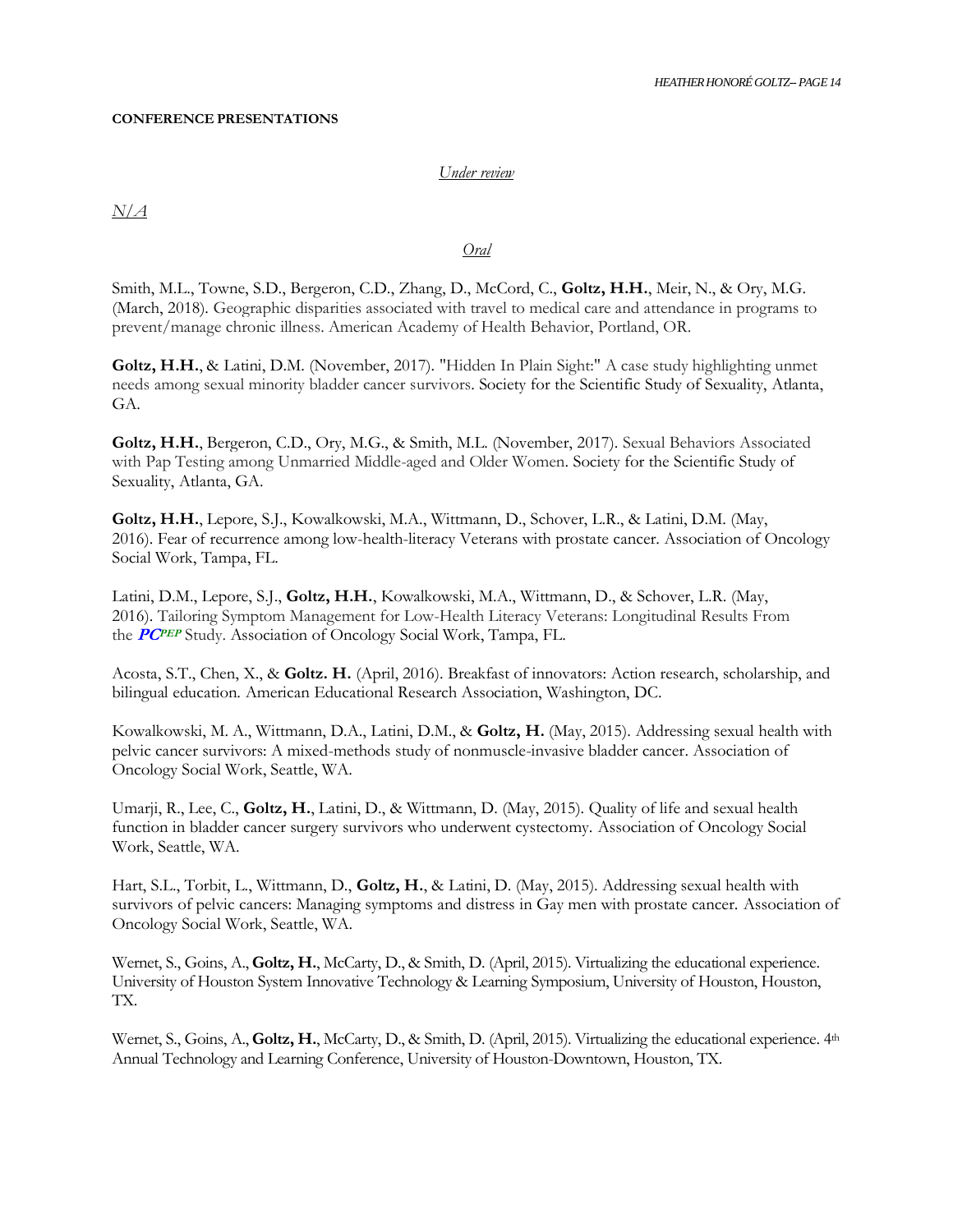**CONFERENCE PRESENTATIONS**

*Under review*

*N/A*

*Oral*

Smith, M.L., Towne, S.D., Bergeron, C.D., Zhang, D., McCord, C., **Goltz, H.H.**, Meir, N., & Ory, M.G. (March, 2018). Geographic disparities associated with travel to medical care and attendance in programs to prevent/manage chronic illness. American Academy of Health Behavior, Portland, OR.

**Goltz, H.H.**, & Latini, D.M. (November, 2017). "Hidden In Plain Sight:" A case study highlighting unmet needs among sexual minority bladder cancer survivors. Society for the Scientific Study of Sexuality, Atlanta, GA.

**Goltz, H.H.**, Bergeron, C.D., Ory, M.G., & Smith, M.L. (November, 2017). Sexual Behaviors Associated with Pap Testing among Unmarried Middle-aged and Older Women. Society for the Scientific Study of Sexuality, Atlanta, GA.

**Goltz, H.H.**, Lepore, S.J., Kowalkowski, M.A., Wittmann, D., Schover, L.R., & Latini, D.M. (May, 2016). Fear of recurrence among low-health-literacy Veterans with prostate cancer. Association of Oncology Social Work, Tampa, FL.

Latini, D.M., Lepore, S.J., **Goltz, H.H.**, Kowalkowski, M.A., Wittmann, D., & Schover, L.R. (May, 2016). Tailoring Symptom Management for Low-Health Literacy Veterans: Longitudinal Results From the ***PC**PEP* Study. Association of Oncology Social Work, Tampa, FL.

Acosta, S.T., Chen, X., & **Goltz. H.** (April, 2016). Breakfast of innovators: Action research, scholarship, and bilingual education. American Educational Research Association, Washington, DC.

Kowalkowski, M. A., Wittmann, D.A., Latini, D.M., & **Goltz, H.** (May, 2015). Addressing sexual health with pelvic cancer survivors: A mixed-methods study of nonmuscle-invasive bladder cancer. Association of Oncology Social Work, Seattle, WA.

Umarji, R., Lee, C., **Goltz, H.**, Latini, D., & Wittmann, D. (May, 2015). Quality of life and sexual health function in bladder cancer surgery survivors who underwent cystectomy. Association of Oncology Social Work, Seattle, WA.

Hart, S.L., Torbit, L., Wittmann, D., **Goltz, H.**, & Latini, D. (May, 2015). Addressing sexual health with survivors of pelvic cancers: Managing symptoms and distress in Gay men with prostate cancer. Association of Oncology Social Work, Seattle, WA.

Wernet, S., Goins, A., **Goltz, H.**, McCarty, D., & Smith, D. (April, 2015). Virtualizing the educational experience. University of Houston System Innovative Technology & Learning Symposium, University of Houston, Houston, TX.

Wernet, S., Goins, A., **Goltz, H.**, McCarty, D., & Smith, D. (April, 2015). Virtualizing the educational experience. 4th Annual Technology and Learning Conference, University of Houston-Downtown, Houston, TX.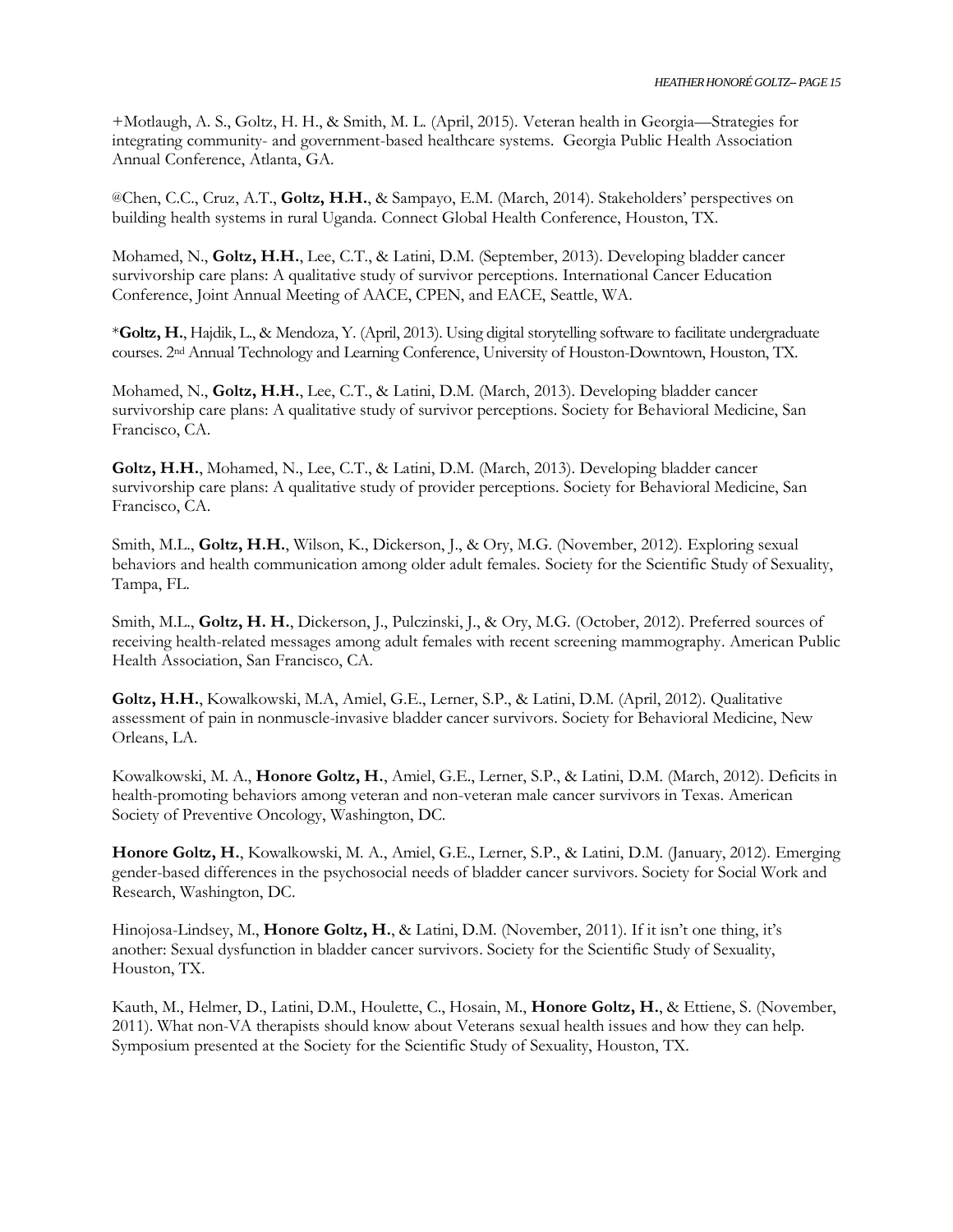+Motlaugh, A. S., Goltz, H. H., & Smith, M. L. (April, 2015). Veteran health in Georgia—Strategies for integrating community- and government-based healthcare systems. Georgia Public Health Association Annual Conference, Atlanta, GA.

@Chen, C.C., Cruz, A.T., **Goltz, H.H.**, & Sampayo, E.M. (March, 2014). Stakeholders' perspectives on building health systems in rural Uganda. Connect Global Health Conference, Houston, TX.

Mohamed, N., **Goltz, H.H.**, Lee, C.T., & Latini, D.M. (September, 2013). Developing bladder cancer survivorship care plans: A qualitative study of survivor perceptions. International Cancer Education Conference, Joint Annual Meeting of AACE, CPEN, and EACE, Seattle, WA.

\***Goltz, H.**, Hajdik, L., & Mendoza, Y. (April, 2013). Using digital storytelling software to facilitate undergraduate courses. 2nd Annual Technology and Learning Conference, University of Houston-Downtown, Houston, TX.

Mohamed, N., **Goltz, H.H.**, Lee, C.T., & Latini, D.M. (March, 2013). Developing bladder cancer survivorship care plans: A qualitative study of survivor perceptions. Society for Behavioral Medicine, San Francisco, CA.

**Goltz, H.H.**, Mohamed, N., Lee, C.T., & Latini, D.M. (March, 2013). Developing bladder cancer survivorship care plans: A qualitative study of provider perceptions. Society for Behavioral Medicine, San Francisco, CA.

Smith, M.L., **Goltz, H.H.**, Wilson, K., Dickerson, J., & Ory, M.G. (November, 2012). Exploring sexual behaviors and health communication among older adult females. Society for the Scientific Study of Sexuality, Tampa, FL.

Smith, M.L., **Goltz, H. H.**, Dickerson, J., Pulczinski, J., & Ory, M.G. (October, 2012). Preferred sources of receiving health-related messages among adult females with recent screening mammography. American Public Health Association, San Francisco, CA.

**Goltz, H.H.**, Kowalkowski, M.A, Amiel, G.E., Lerner, S.P., & Latini, D.M. (April, 2012). Qualitative assessment of pain in nonmuscle-invasive bladder cancer survivors. Society for Behavioral Medicine, New Orleans, LA.

Kowalkowski, M. A., **Honore Goltz, H.**, Amiel, G.E., Lerner, S.P., & Latini, D.M. (March, 2012). Deficits in health-promoting behaviors among veteran and non-veteran male cancer survivors in Texas. American Society of Preventive Oncology, Washington, DC.

**Honore Goltz, H.**, Kowalkowski, M. A., Amiel, G.E., Lerner, S.P., & Latini, D.M. (January, 2012). Emerging gender-based differences in the psychosocial needs of bladder cancer survivors. Society for Social Work and Research, Washington, DC.

Hinojosa-Lindsey, M., **Honore Goltz, H.**, & Latini, D.M. (November, 2011). If it isn't one thing, it's another: Sexual dysfunction in bladder cancer survivors. Society for the Scientific Study of Sexuality, Houston, TX.

Kauth, M., Helmer, D., Latini, D.M., Houlette, C., Hosain, M., **Honore Goltz, H.**, & Ettiene, S. (November, 2011). What non-VA therapists should know about Veterans sexual health issues and how they can help. Symposium presented at the Society for the Scientific Study of Sexuality, Houston, TX.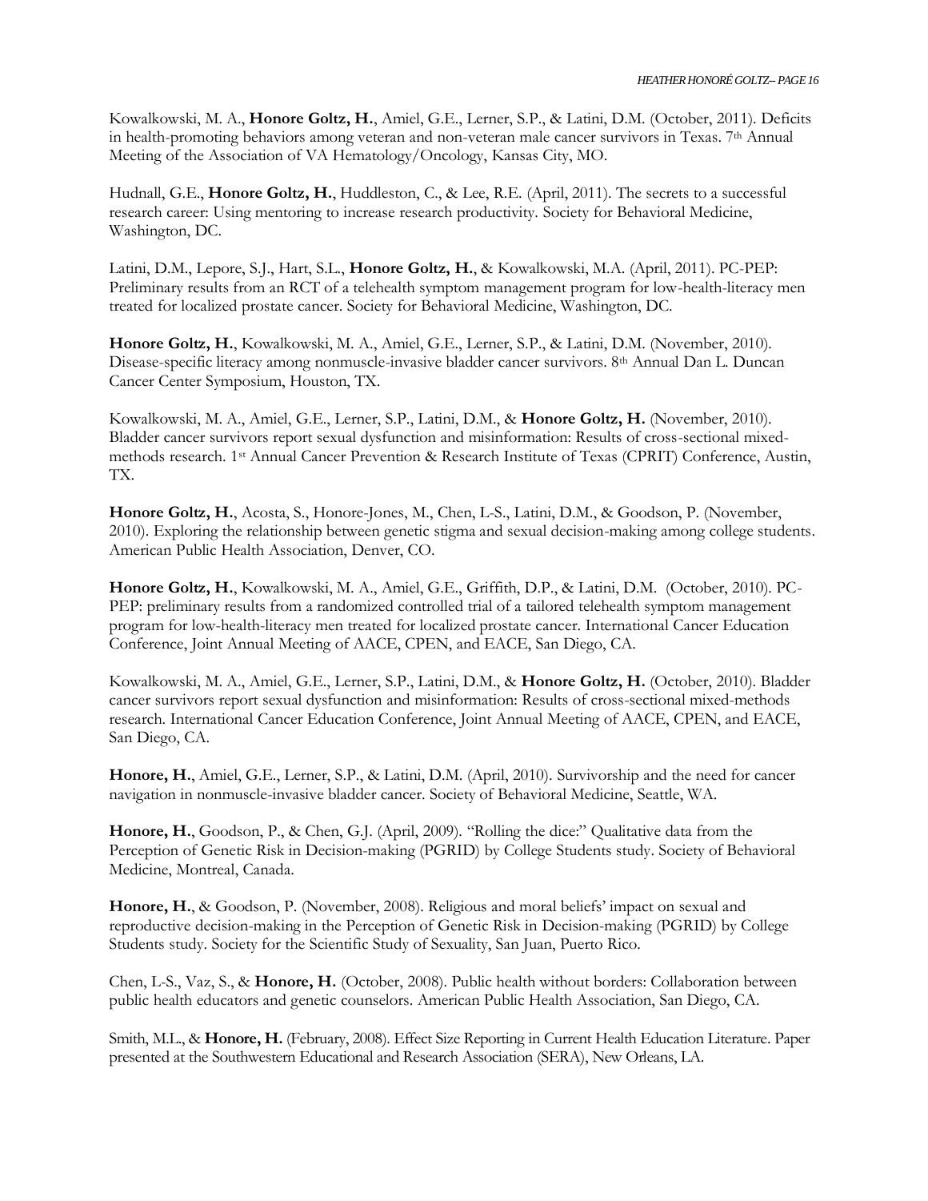Kowalkowski, M. A., **Honore Goltz, H.**, Amiel, G.E., Lerner, S.P., & Latini, D.M. (October, 2011). Deficits in health-promoting behaviors among veteran and non-veteran male cancer survivors in Texas. 7th Annual Meeting of the Association of VA Hematology/Oncology, Kansas City, MO.

Hudnall, G.E., **Honore Goltz, H.**, Huddleston, C., & Lee, R.E. (April, 2011). The secrets to a successful research career: Using mentoring to increase research productivity. Society for Behavioral Medicine, Washington, DC.

Latini, D.M., Lepore, S.J., Hart, S.L., **Honore Goltz, H.**, & Kowalkowski, M.A. (April, 2011). PC-PEP: Preliminary results from an RCT of a telehealth symptom management program for low-health-literacy men treated for localized prostate cancer. Society for Behavioral Medicine, Washington, DC.

**Honore Goltz, H.**, Kowalkowski, M. A., Amiel, G.E., Lerner, S.P., & Latini, D.M. (November, 2010). Disease-specific literacy among nonmuscle-invasive bladder cancer survivors. 8th Annual Dan L. Duncan Cancer Center Symposium, Houston, TX.

Kowalkowski, M. A., Amiel, G.E., Lerner, S.P., Latini, D.M., & **Honore Goltz, H.** (November, 2010). Bladder cancer survivors report sexual dysfunction and misinformation: Results of cross-sectional mixed-methods research. 1st Annual Cancer Prevention & Research Institute of Texas (CPRIT) Conference, Austin, TX.

**Honore Goltz, H.**, Acosta, S., Honore-Jones, M., Chen, L-S., Latini, D.M., & Goodson, P. (November, 2010). Exploring the relationship between genetic stigma and sexual decision-making among college students. American Public Health Association, Denver, CO.

**Honore Goltz, H.**, Kowalkowski, M. A., Amiel, G.E., Griffith, D.P., & Latini, D.M. (October, 2010). PC-PEP: preliminary results from a randomized controlled trial of a tailored telehealth symptom management program for low-health-literacy men treated for localized prostate cancer. International Cancer Education Conference, Joint Annual Meeting of AACE, CPEN, and EACE, San Diego, CA.

Kowalkowski, M. A., Amiel, G.E., Lerner, S.P., Latini, D.M., & **Honore Goltz, H.** (October, 2010). Bladder cancer survivors report sexual dysfunction and misinformation: Results of cross-sectional mixed-methods research. International Cancer Education Conference, Joint Annual Meeting of AACE, CPEN, and EACE, San Diego, CA.

**Honore, H.**, Amiel, G.E., Lerner, S.P., & Latini, D.M. (April, 2010). Survivorship and the need for cancer navigation in nonmuscle-invasive bladder cancer. Society of Behavioral Medicine, Seattle, WA.

**Honore, H.**, Goodson, P., & Chen, G.J. (April, 2009). "Rolling the dice:" Qualitative data from the Perception of Genetic Risk in Decision-making (PGRID) by College Students study. Society of Behavioral Medicine, Montreal, Canada.

**Honore, H.**, & Goodson, P. (November, 2008). Religious and moral beliefs' impact on sexual and reproductive decision-making in the Perception of Genetic Risk in Decision-making (PGRID) by College Students study. Society for the Scientific Study of Sexuality, San Juan, Puerto Rico.

Chen, L-S., Vaz, S., & **Honore, H.** (October, 2008). Public health without borders: Collaboration between public health educators and genetic counselors. American Public Health Association, San Diego, CA.

Smith, M.L., & **Honore, H.** (February, 2008). Effect Size Reporting in Current Health Education Literature. Paper presented at the Southwestern Educational and Research Association (SERA), New Orleans, LA.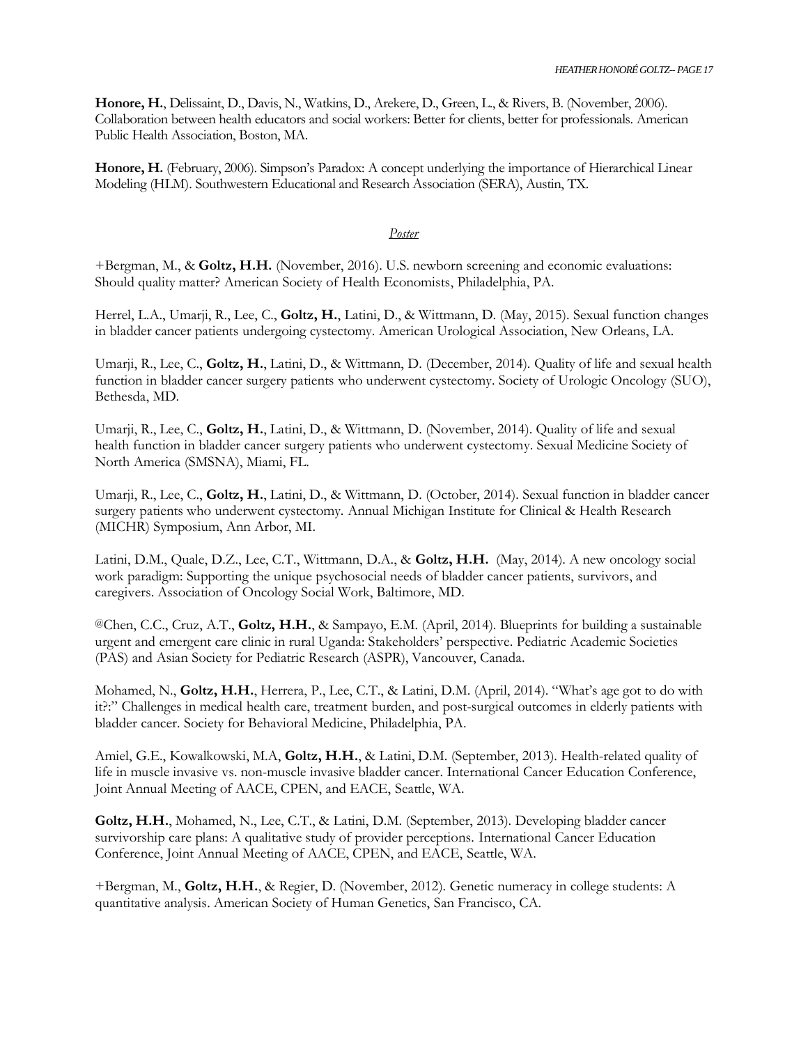**Honore, H.**, Delissaint, D., Davis, N., Watkins, D., Arekere, D., Green, L., & Rivers, B. (November, 2006). Collaboration between health educators and social workers: Better for clients, better for professionals. American Public Health Association, Boston, MA.

**Honore, H.** (February, 2006). Simpson's Paradox: A concept underlying the importance of Hierarchical Linear Modeling (HLM). Southwestern Educational and Research Association (SERA), Austin, TX.

*Poster*

+Bergman, M., & **Goltz, H.H.** (November, 2016). U.S. newborn screening and economic evaluations: Should quality matter? American Society of Health Economists, Philadelphia, PA.

Herrel, L.A., Umarji, R., Lee, C., **Goltz, H.**, Latini, D., & Wittmann, D. (May, 2015). Sexual function changes in bladder cancer patients undergoing cystectomy. American Urological Association, New Orleans, LA.

Umarji, R., Lee, C., **Goltz, H.**, Latini, D., & Wittmann, D. (December, 2014). Quality of life and sexual health function in bladder cancer surgery patients who underwent cystectomy. Society of Urologic Oncology (SUO), Bethesda, MD.

Umarji, R., Lee, C., **Goltz, H.**, Latini, D., & Wittmann, D. (November, 2014). Quality of life and sexual health function in bladder cancer surgery patients who underwent cystectomy. Sexual Medicine Society of North America (SMSNA), Miami, FL.

Umarji, R., Lee, C., **Goltz, H.**, Latini, D., & Wittmann, D. (October, 2014). Sexual function in bladder cancer surgery patients who underwent cystectomy. Annual Michigan Institute for Clinical & Health Research (MICHR) Symposium, Ann Arbor, MI.

Latini, D.M., Quale, D.Z., Lee, C.T., Wittmann, D.A., & **Goltz, H.H.** (May, 2014). A new oncology social work paradigm: Supporting the unique psychosocial needs of bladder cancer patients, survivors, and caregivers. Association of Oncology Social Work, Baltimore, MD.

@Chen, C.C., Cruz, A.T., **Goltz, H.H.**, & Sampayo, E.M. (April, 2014). Blueprints for building a sustainable urgent and emergent care clinic in rural Uganda: Stakeholders' perspective. Pediatric Academic Societies (PAS) and Asian Society for Pediatric Research (ASPR), Vancouver, Canada.

Mohamed, N., **Goltz, H.H.**, Herrera, P., Lee, C.T., & Latini, D.M. (April, 2014). "What's age got to do with it?:" Challenges in medical health care, treatment burden, and post-surgical outcomes in elderly patients with bladder cancer. Society for Behavioral Medicine, Philadelphia, PA.

Amiel, G.E., Kowalkowski, M.A, **Goltz, H.H.**, & Latini, D.M. (September, 2013). Health-related quality of life in muscle invasive vs. non-muscle invasive bladder cancer. International Cancer Education Conference, Joint Annual Meeting of AACE, CPEN, and EACE, Seattle, WA.

**Goltz, H.H.**, Mohamed, N., Lee, C.T., & Latini, D.M. (September, 2013). Developing bladder cancer survivorship care plans: A qualitative study of provider perceptions. International Cancer Education Conference, Joint Annual Meeting of AACE, CPEN, and EACE, Seattle, WA.

+Bergman, M., **Goltz, H.H.**, & Regier, D. (November, 2012). Genetic numeracy in college students: A quantitative analysis. American Society of Human Genetics, San Francisco, CA.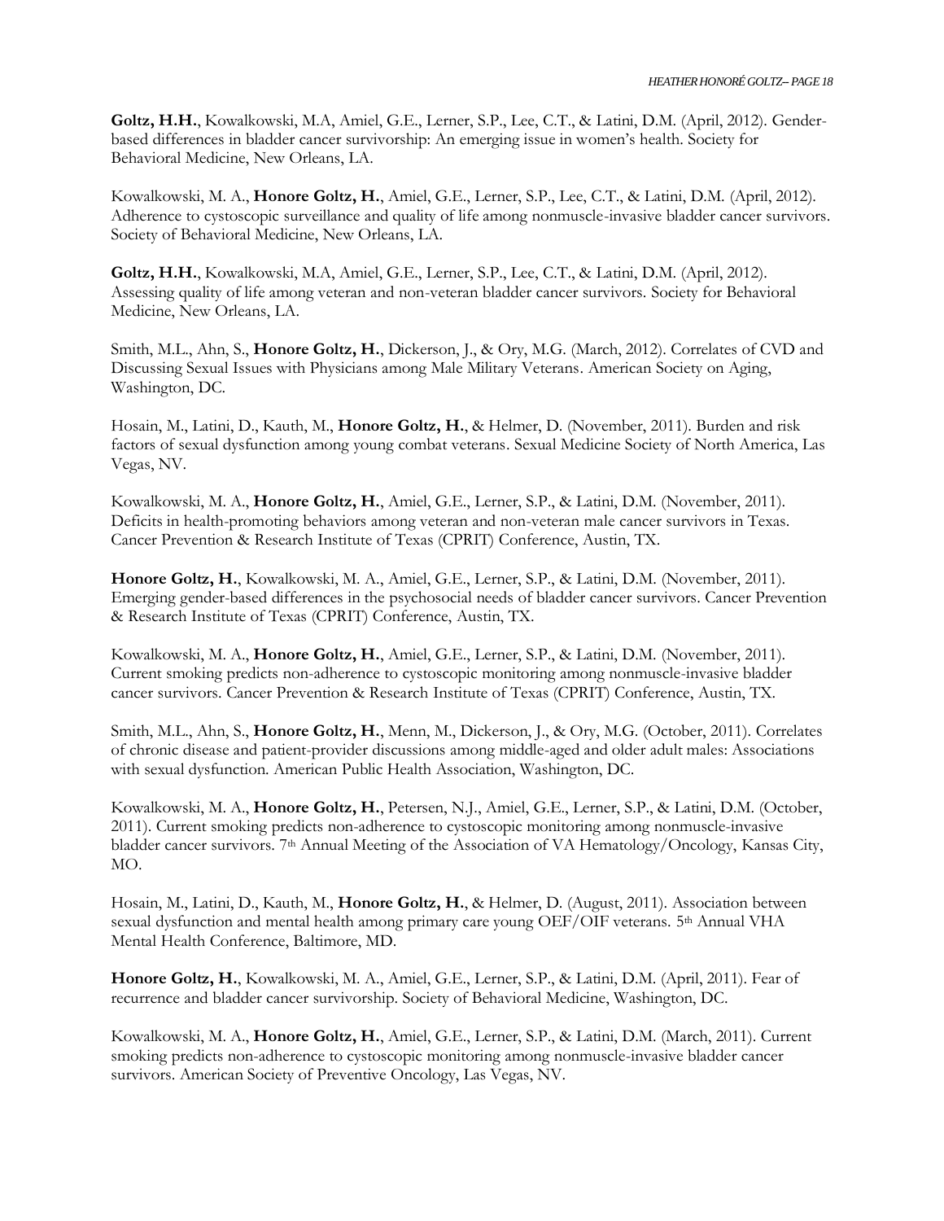**Goltz, H.H.**, Kowalkowski, M.A, Amiel, G.E., Lerner, S.P., Lee, C.T., & Latini, D.M. (April, 2012). Gender-based differences in bladder cancer survivorship: An emerging issue in women's health. Society for Behavioral Medicine, New Orleans, LA.

Kowalkowski, M. A., **Honore Goltz, H.**, Amiel, G.E., Lerner, S.P., Lee, C.T., & Latini, D.M. (April, 2012). Adherence to cystoscopic surveillance and quality of life among nonmuscle-invasive bladder cancer survivors. Society of Behavioral Medicine, New Orleans, LA.

**Goltz, H.H.**, Kowalkowski, M.A, Amiel, G.E., Lerner, S.P., Lee, C.T., & Latini, D.M. (April, 2012). Assessing quality of life among veteran and non-veteran bladder cancer survivors. Society for Behavioral Medicine, New Orleans, LA.

Smith, M.L., Ahn, S., **Honore Goltz, H.**, Dickerson, J., & Ory, M.G. (March, 2012). Correlates of CVD and Discussing Sexual Issues with Physicians among Male Military Veterans. American Society on Aging, Washington, DC.

Hosain, M., Latini, D., Kauth, M., **Honore Goltz, H.**, & Helmer, D. (November, 2011). Burden and risk factors of sexual dysfunction among young combat veterans. Sexual Medicine Society of North America, Las Vegas, NV.

Kowalkowski, M. A., **Honore Goltz, H.**, Amiel, G.E., Lerner, S.P., & Latini, D.M. (November, 2011). Deficits in health-promoting behaviors among veteran and non-veteran male cancer survivors in Texas. Cancer Prevention & Research Institute of Texas (CPRIT) Conference, Austin, TX.

**Honore Goltz, H.**, Kowalkowski, M. A., Amiel, G.E., Lerner, S.P., & Latini, D.M. (November, 2011). Emerging gender-based differences in the psychosocial needs of bladder cancer survivors. Cancer Prevention & Research Institute of Texas (CPRIT) Conference, Austin, TX.

Kowalkowski, M. A., **Honore Goltz, H.**, Amiel, G.E., Lerner, S.P., & Latini, D.M. (November, 2011). Current smoking predicts non-adherence to cystoscopic monitoring among nonmuscle-invasive bladder cancer survivors. Cancer Prevention & Research Institute of Texas (CPRIT) Conference, Austin, TX.

Smith, M.L., Ahn, S., **Honore Goltz, H.**, Menn, M., Dickerson, J., & Ory, M.G. (October, 2011). Correlates of chronic disease and patient-provider discussions among middle-aged and older adult males: Associations with sexual dysfunction. American Public Health Association, Washington, DC.

Kowalkowski, M. A., **Honore Goltz, H.**, Petersen, N.J., Amiel, G.E., Lerner, S.P., & Latini, D.M. (October, 2011). Current smoking predicts non-adherence to cystoscopic monitoring among nonmuscle-invasive bladder cancer survivors. 7th Annual Meeting of the Association of VA Hematology/Oncology, Kansas City, MO.

Hosain, M., Latini, D., Kauth, M., **Honore Goltz, H.**, & Helmer, D. (August, 2011). Association between sexual dysfunction and mental health among primary care young OEF/OIF veterans. 5th Annual VHA Mental Health Conference, Baltimore, MD.

**Honore Goltz, H.**, Kowalkowski, M. A., Amiel, G.E., Lerner, S.P., & Latini, D.M. (April, 2011). Fear of recurrence and bladder cancer survivorship. Society of Behavioral Medicine, Washington, DC.

Kowalkowski, M. A., **Honore Goltz, H.**, Amiel, G.E., Lerner, S.P., & Latini, D.M. (March, 2011). Current smoking predicts non-adherence to cystoscopic monitoring among nonmuscle-invasive bladder cancer survivors. American Society of Preventive Oncology, Las Vegas, NV.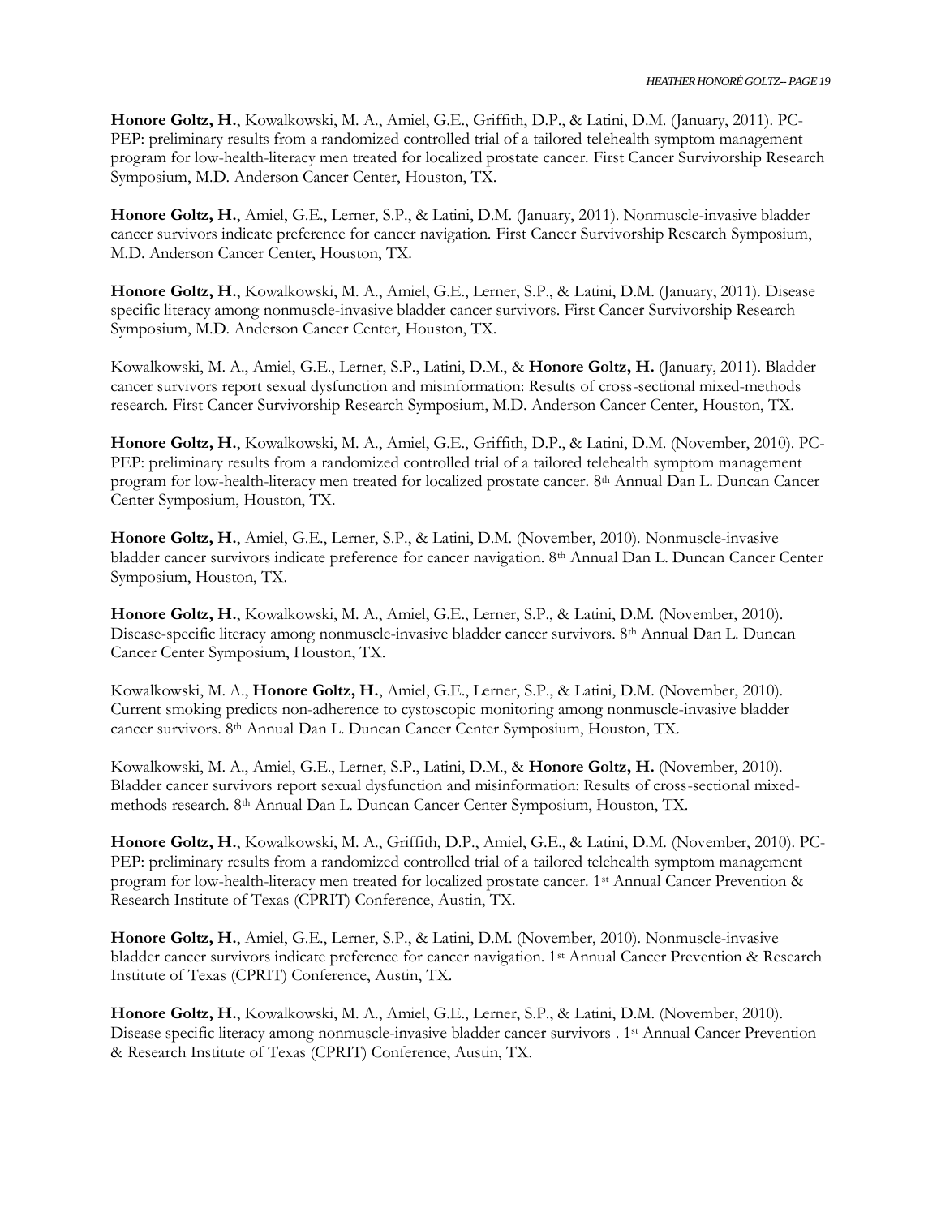**Honore Goltz, H.**, Kowalkowski, M. A., Amiel, G.E., Griffith, D.P., & Latini, D.M. (January, 2011). PC-PEP: preliminary results from a randomized controlled trial of a tailored telehealth symptom management program for low-health-literacy men treated for localized prostate cancer. First Cancer Survivorship Research Symposium, M.D. Anderson Cancer Center, Houston, TX.

**Honore Goltz, H.**, Amiel, G.E., Lerner, S.P., & Latini, D.M. (January, 2011). Nonmuscle-invasive bladder cancer survivors indicate preference for cancer navigation. First Cancer Survivorship Research Symposium, M.D. Anderson Cancer Center, Houston, TX.

**Honore Goltz, H.**, Kowalkowski, M. A., Amiel, G.E., Lerner, S.P., & Latini, D.M. (January, 2011). Disease specific literacy among nonmuscle-invasive bladder cancer survivors. First Cancer Survivorship Research Symposium, M.D. Anderson Cancer Center, Houston, TX.

Kowalkowski, M. A., Amiel, G.E., Lerner, S.P., Latini, D.M., & **Honore Goltz, H.** (January, 2011). Bladder cancer survivors report sexual dysfunction and misinformation: Results of cross-sectional mixed-methods research. First Cancer Survivorship Research Symposium, M.D. Anderson Cancer Center, Houston, TX.

**Honore Goltz, H.**, Kowalkowski, M. A., Amiel, G.E., Griffith, D.P., & Latini, D.M. (November, 2010). PC-PEP: preliminary results from a randomized controlled trial of a tailored telehealth symptom management program for low-health-literacy men treated for localized prostate cancer. 8th Annual Dan L. Duncan Cancer Center Symposium, Houston, TX.

**Honore Goltz, H.**, Amiel, G.E., Lerner, S.P., & Latini, D.M. (November, 2010). Nonmuscle-invasive bladder cancer survivors indicate preference for cancer navigation. 8th Annual Dan L. Duncan Cancer Center Symposium, Houston, TX.

**Honore Goltz, H.**, Kowalkowski, M. A., Amiel, G.E., Lerner, S.P., & Latini, D.M. (November, 2010). Disease-specific literacy among nonmuscle-invasive bladder cancer survivors. 8th Annual Dan L. Duncan Cancer Center Symposium, Houston, TX.

Kowalkowski, M. A., **Honore Goltz, H.**, Amiel, G.E., Lerner, S.P., & Latini, D.M. (November, 2010). Current smoking predicts non-adherence to cystoscopic monitoring among nonmuscle-invasive bladder cancer survivors. 8th Annual Dan L. Duncan Cancer Center Symposium, Houston, TX.

Kowalkowski, M. A., Amiel, G.E., Lerner, S.P., Latini, D.M., & **Honore Goltz, H.** (November, 2010). Bladder cancer survivors report sexual dysfunction and misinformation: Results of cross-sectional mixed-methods research. 8th Annual Dan L. Duncan Cancer Center Symposium, Houston, TX.

**Honore Goltz, H.**, Kowalkowski, M. A., Griffith, D.P., Amiel, G.E., & Latini, D.M. (November, 2010). PC-PEP: preliminary results from a randomized controlled trial of a tailored telehealth symptom management program for low-health-literacy men treated for localized prostate cancer. 1st Annual Cancer Prevention & Research Institute of Texas (CPRIT) Conference, Austin, TX.

**Honore Goltz, H.**, Amiel, G.E., Lerner, S.P., & Latini, D.M. (November, 2010). Nonmuscle-invasive bladder cancer survivors indicate preference for cancer navigation. 1st Annual Cancer Prevention & Research Institute of Texas (CPRIT) Conference, Austin, TX.

**Honore Goltz, H.**, Kowalkowski, M. A., Amiel, G.E., Lerner, S.P., & Latini, D.M. (November, 2010). Disease specific literacy among nonmuscle-invasive bladder cancer survivors . 1st Annual Cancer Prevention & Research Institute of Texas (CPRIT) Conference, Austin, TX.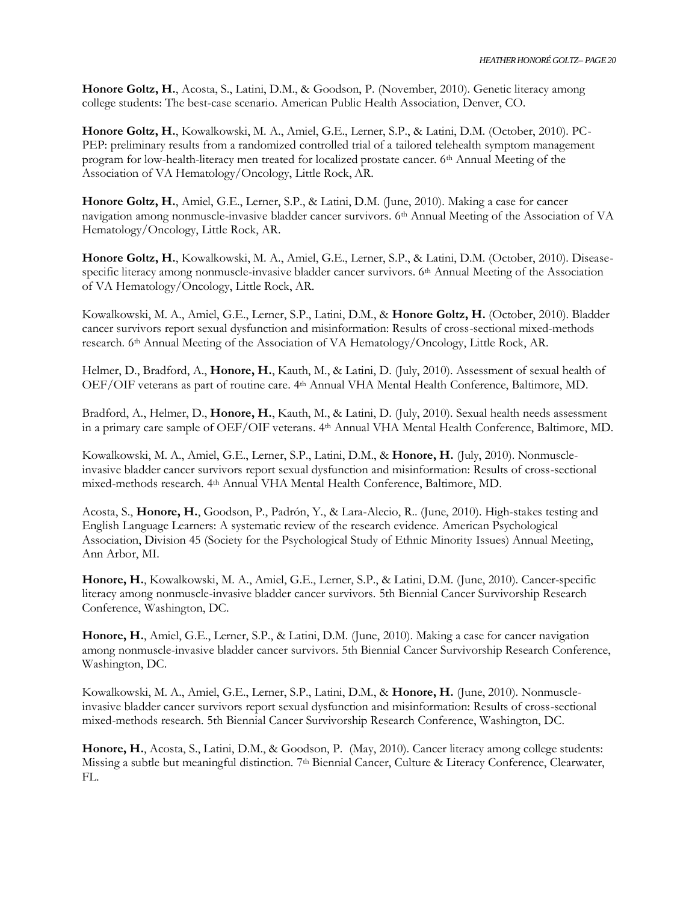**Honore Goltz, H.**, Acosta, S., Latini, D.M., & Goodson, P. (November, 2010). Genetic literacy among college students: The best-case scenario. American Public Health Association, Denver, CO.

**Honore Goltz, H.**, Kowalkowski, M. A., Amiel, G.E., Lerner, S.P., & Latini, D.M. (October, 2010). PC-PEP: preliminary results from a randomized controlled trial of a tailored telehealth symptom management program for low-health-literacy men treated for localized prostate cancer. 6th Annual Meeting of the Association of VA Hematology/Oncology, Little Rock, AR.

**Honore Goltz, H.**, Amiel, G.E., Lerner, S.P., & Latini, D.M. (June, 2010). Making a case for cancer navigation among nonmuscle-invasive bladder cancer survivors. 6th Annual Meeting of the Association of VA Hematology/Oncology, Little Rock, AR.

**Honore Goltz, H.**, Kowalkowski, M. A., Amiel, G.E., Lerner, S.P., & Latini, D.M. (October, 2010). Disease-specific literacy among nonmuscle-invasive bladder cancer survivors. 6th Annual Meeting of the Association of VA Hematology/Oncology, Little Rock, AR.

Kowalkowski, M. A., Amiel, G.E., Lerner, S.P., Latini, D.M., & **Honore Goltz, H.** (October, 2010). Bladder cancer survivors report sexual dysfunction and misinformation: Results of cross-sectional mixed-methods research. 6th Annual Meeting of the Association of VA Hematology/Oncology, Little Rock, AR.

Helmer, D., Bradford, A., **Honore, H.**, Kauth, M., & Latini, D. (July, 2010). Assessment of sexual health of OEF/OIF veterans as part of routine care. 4th Annual VHA Mental Health Conference, Baltimore, MD.

Bradford, A., Helmer, D., **Honore, H.**, Kauth, M., & Latini, D. (July, 2010). Sexual health needs assessment in a primary care sample of OEF/OIF veterans. 4th Annual VHA Mental Health Conference, Baltimore, MD.

Kowalkowski, M. A., Amiel, G.E., Lerner, S.P., Latini, D.M., & **Honore, H.** (July, 2010). Nonmuscle-invasive bladder cancer survivors report sexual dysfunction and misinformation: Results of cross-sectional mixed-methods research. 4th Annual VHA Mental Health Conference, Baltimore, MD.

Acosta, S., **Honore, H.**, Goodson, P., Padrón, Y., & Lara-Alecio, R.. (June, 2010). High-stakes testing and English Language Learners: A systematic review of the research evidence. American Psychological Association, Division 45 (Society for the Psychological Study of Ethnic Minority Issues) Annual Meeting, Ann Arbor, MI.

**Honore, H.**, Kowalkowski, M. A., Amiel, G.E., Lerner, S.P., & Latini, D.M. (June, 2010). Cancer-specific literacy among nonmuscle-invasive bladder cancer survivors. 5th Biennial Cancer Survivorship Research Conference, Washington, DC.

**Honore, H.**, Amiel, G.E., Lerner, S.P., & Latini, D.M. (June, 2010). Making a case for cancer navigation among nonmuscle-invasive bladder cancer survivors. 5th Biennial Cancer Survivorship Research Conference, Washington, DC.

Kowalkowski, M. A., Amiel, G.E., Lerner, S.P., Latini, D.M., & **Honore, H.** (June, 2010). Nonmuscle-invasive bladder cancer survivors report sexual dysfunction and misinformation: Results of cross-sectional mixed-methods research. 5th Biennial Cancer Survivorship Research Conference, Washington, DC.

**Honore, H.**, Acosta, S., Latini, D.M., & Goodson, P. (May, 2010). Cancer literacy among college students: Missing a subtle but meaningful distinction. 7th Biennial Cancer, Culture & Literacy Conference, Clearwater, FL.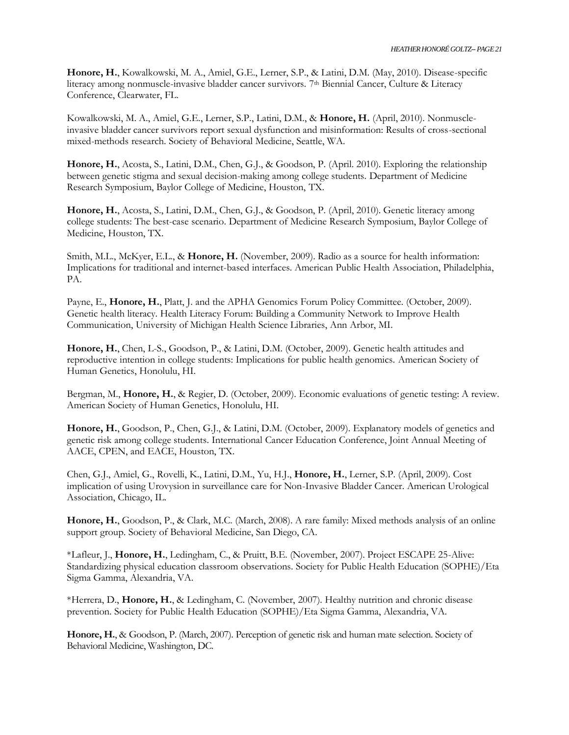**Honore, H.**, Kowalkowski, M. A., Amiel, G.E., Lerner, S.P., & Latini, D.M. (May, 2010). Disease-specific literacy among nonmuscle-invasive bladder cancer survivors. 7th Biennial Cancer, Culture & Literacy Conference, Clearwater, FL.

Kowalkowski, M. A., Amiel, G.E., Lerner, S.P., Latini, D.M., & **Honore, H.** (April, 2010). Nonmuscle-invasive bladder cancer survivors report sexual dysfunction and misinformation: Results of cross-sectional mixed-methods research. Society of Behavioral Medicine, Seattle, WA.

**Honore, H.**, Acosta, S., Latini, D.M., Chen, G.J., & Goodson, P. (April. 2010). Exploring the relationship between genetic stigma and sexual decision-making among college students. Department of Medicine Research Symposium, Baylor College of Medicine, Houston, TX.

**Honore, H.**, Acosta, S., Latini, D.M., Chen, G.J., & Goodson, P. (April, 2010). Genetic literacy among college students: The best-case scenario. Department of Medicine Research Symposium, Baylor College of Medicine, Houston, TX.

Smith, M.L., McKyer, E.L., & **Honore, H.** (November, 2009). Radio as a source for health information: Implications for traditional and internet-based interfaces. American Public Health Association, Philadelphia, PA.

Payne, E., **Honore, H.**, Platt, J. and the APHA Genomics Forum Policy Committee. (October, 2009). Genetic health literacy. Health Literacy Forum: Building a Community Network to Improve Health Communication, University of Michigan Health Science Libraries, Ann Arbor, MI.

**Honore, H.**, Chen, L-S., Goodson, P., & Latini, D.M. (October, 2009). Genetic health attitudes and reproductive intention in college students: Implications for public health genomics. American Society of Human Genetics, Honolulu, HI.

Bergman, M., **Honore, H.**, & Regier, D. (October, 2009). Economic evaluations of genetic testing: A review. American Society of Human Genetics, Honolulu, HI.

**Honore, H.**, Goodson, P., Chen, G.J., & Latini, D.M. (October, 2009). Explanatory models of genetics and genetic risk among college students. International Cancer Education Conference, Joint Annual Meeting of AACE, CPEN, and EACE, Houston, TX.

Chen, G.J., Amiel, G., Rovelli, K., Latini, D.M., Yu, H.J., **Honore, H.**, Lerner, S.P. (April, 2009). Cost implication of using Urovysion in surveillance care for Non-Invasive Bladder Cancer. American Urological Association, Chicago, IL.

**Honore, H.**, Goodson, P., & Clark, M.C. (March, 2008). A rare family: Mixed methods analysis of an online support group. Society of Behavioral Medicine, San Diego, CA.

*Lafleur, J., **Honore, H.**, Ledingham, C., & Pruitt, B.E. (November, 2007). Project ESCAPE 25-Alive: Standardizing physical education classroom observations. Society for Public Health Education (SOPHE)/Eta Sigma Gamma, Alexandria, VA.

*Herrera, D., **Honore, H.**, & Ledingham, C. (November, 2007). Healthy nutrition and chronic disease prevention. Society for Public Health Education (SOPHE)/Eta Sigma Gamma, Alexandria, VA.

**Honore, H.**, & Goodson, P. (March, 2007). Perception of genetic risk and human mate selection. Society of Behavioral Medicine, Washington, DC.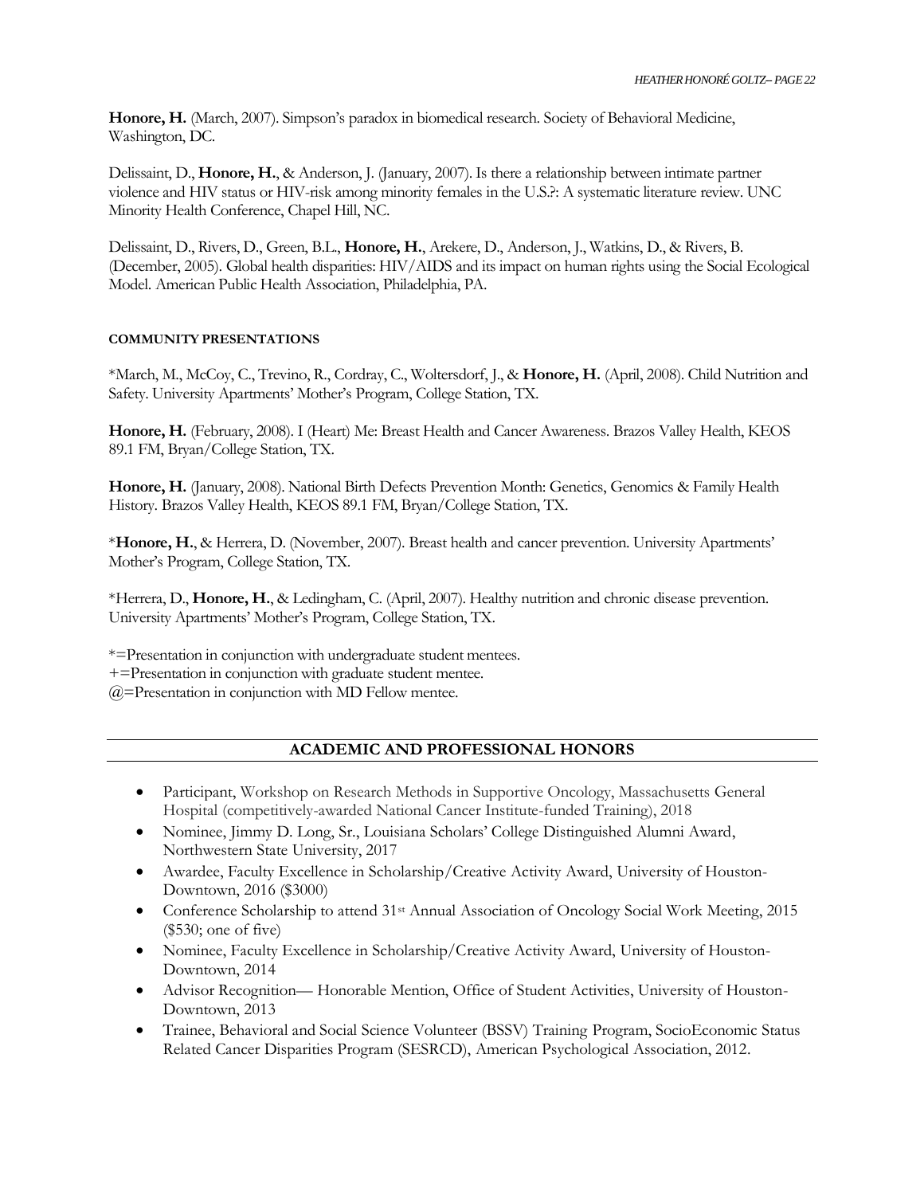**Honore, H.** (March, 2007). Simpson's paradox in biomedical research. Society of Behavioral Medicine, Washington, DC.

Delissaint, D., **Honore, H.**, & Anderson, J. (January, 2007). Is there a relationship between intimate partner violence and HIV status or HIV-risk among minority females in the U.S.?: A systematic literature review. UNC Minority Health Conference, Chapel Hill, NC.

Delissaint, D., Rivers, D., Green, B.L., **Honore, H.**, Arekere, D., Anderson, J., Watkins, D., & Rivers, B. (December, 2005). Global health disparities: HIV/AIDS and its impact on human rights using the Social Ecological Model. American Public Health Association, Philadelphia, PA.

#### COMMUNITY PRESENTATIONS

*March, M., McCoy, C., Trevino, R., Cordray, C., Woltersdorf, J., & **Honore, H.** (April, 2008). Child Nutrition and Safety. University Apartments' Mother's Program, College Station, TX.

**Honore, H.** (February, 2008). I (Heart) Me: Breast Health and Cancer Awareness. Brazos Valley Health, KEOS 89.1 FM, Bryan/College Station, TX.

**Honore, H.** (January, 2008). National Birth Defects Prevention Month: Genetics, Genomics & Family Health History. Brazos Valley Health, KEOS 89.1 FM, Bryan/College Station, TX.

*__Honore, H.__, & Herrera, D. (November, 2007). Breast health and cancer prevention. University Apartments' Mother's Program, College Station, TX.

*Herrera, D., **Honore, H.**, & Ledingham, C. (April, 2007). Healthy nutrition and chronic disease prevention. University Apartments' Mother's Program, College Station, TX.

*=Presentation in conjunction with undergraduate student mentees.
+=Presentation in conjunction with graduate student mentee.
@=Presentation in conjunction with MD Fellow mentee.

## ACADEMIC AND PROFESSIONAL HONORS

- Participant, Workshop on Research Methods in Supportive Oncology, Massachusetts General Hospital (competitively-awarded National Cancer Institute-funded Training), 2018
- Nominee, Jimmy D. Long, Sr., Louisiana Scholars' College Distinguished Alumni Award, Northwestern State University, 2017
- Awardee, Faculty Excellence in Scholarship/Creative Activity Award, University of Houston-Downtown, 2016 ($3000)
- Conference Scholarship to attend 31st Annual Association of Oncology Social Work Meeting, 2015 ($530; one of five)
- Nominee, Faculty Excellence in Scholarship/Creative Activity Award, University of Houston-Downtown, 2014
- Advisor Recognition— Honorable Mention, Office of Student Activities, University of Houston-Downtown, 2013
- Trainee, Behavioral and Social Science Volunteer (BSSV) Training Program, SocioEconomic Status Related Cancer Disparities Program (SESRCD), American Psychological Association, 2012.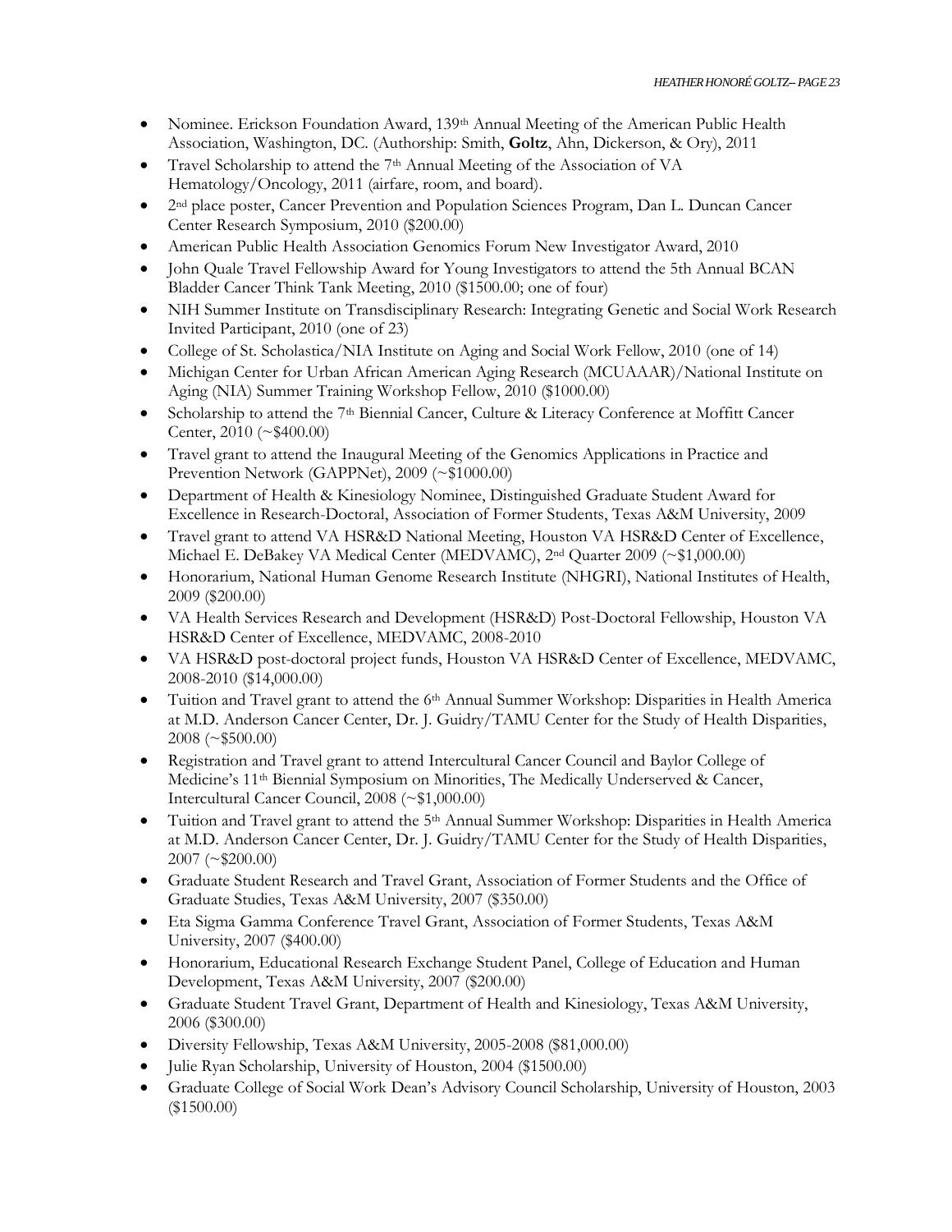- Nominee. Erickson Foundation Award, 139th Annual Meeting of the American Public Health Association, Washington, DC. (Authorship: Smith, **Goltz**, Ahn, Dickerson, & Ory), 2011
- Travel Scholarship to attend the 7th Annual Meeting of the Association of VA Hematology/Oncology, 2011 (airfare, room, and board).
- 2nd place poster, Cancer Prevention and Population Sciences Program, Dan L. Duncan Cancer Center Research Symposium, 2010 ($200.00)
- American Public Health Association Genomics Forum New Investigator Award, 2010
- John Quale Travel Fellowship Award for Young Investigators to attend the 5th Annual BCAN Bladder Cancer Think Tank Meeting, 2010 ($1500.00; one of four)
- NIH Summer Institute on Transdisciplinary Research: Integrating Genetic and Social Work Research Invited Participant, 2010 (one of 23)
- College of St. Scholastica/NIA Institute on Aging and Social Work Fellow, 2010 (one of 14)
- Michigan Center for Urban African American Aging Research (MCUAAAR)/National Institute on Aging (NIA) Summer Training Workshop Fellow, 2010 ($1000.00)
- Scholarship to attend the 7th Biennial Cancer, Culture & Literacy Conference at Moffitt Cancer Center, 2010 (~$400.00)
- Travel grant to attend the Inaugural Meeting of the Genomics Applications in Practice and Prevention Network (GAPPNet), 2009 (~$1000.00)
- Department of Health & Kinesiology Nominee, Distinguished Graduate Student Award for Excellence in Research-Doctoral, Association of Former Students, Texas A&M University, 2009
- Travel grant to attend VA HSR&D National Meeting, Houston VA HSR&D Center of Excellence, Michael E. DeBakey VA Medical Center (MEDVAMC), 2nd Quarter 2009 (~$1,000.00)
- Honorarium, National Human Genome Research Institute (NHGRI), National Institutes of Health, 2009 ($200.00)
- VA Health Services Research and Development (HSR&D) Post-Doctoral Fellowship, Houston VA HSR&D Center of Excellence, MEDVAMC, 2008-2010
- VA HSR&D post-doctoral project funds, Houston VA HSR&D Center of Excellence, MEDVAMC, 2008-2010 ($14,000.00)
- Tuition and Travel grant to attend the 6th Annual Summer Workshop: Disparities in Health America at M.D. Anderson Cancer Center, Dr. J. Guidry/TAMU Center for the Study of Health Disparities, 2008 (~$500.00)
- Registration and Travel grant to attend Intercultural Cancer Council and Baylor College of Medicine's 11th Biennial Symposium on Minorities, The Medically Underserved & Cancer, Intercultural Cancer Council, 2008 (~$1,000.00)
- Tuition and Travel grant to attend the 5th Annual Summer Workshop: Disparities in Health America at M.D. Anderson Cancer Center, Dr. J. Guidry/TAMU Center for the Study of Health Disparities, 2007 (~$200.00)
- Graduate Student Research and Travel Grant, Association of Former Students and the Office of Graduate Studies, Texas A&M University, 2007 ($350.00)
- Eta Sigma Gamma Conference Travel Grant, Association of Former Students, Texas A&M University, 2007 ($400.00)
- Honorarium, Educational Research Exchange Student Panel, College of Education and Human Development, Texas A&M University, 2007 ($200.00)
- Graduate Student Travel Grant, Department of Health and Kinesiology, Texas A&M University, 2006 ($300.00)
- Diversity Fellowship, Texas A&M University, 2005-2008 ($81,000.00)
- Julie Ryan Scholarship, University of Houston, 2004 ($1500.00)
- Graduate College of Social Work Dean's Advisory Council Scholarship, University of Houston, 2003 ($1500.00)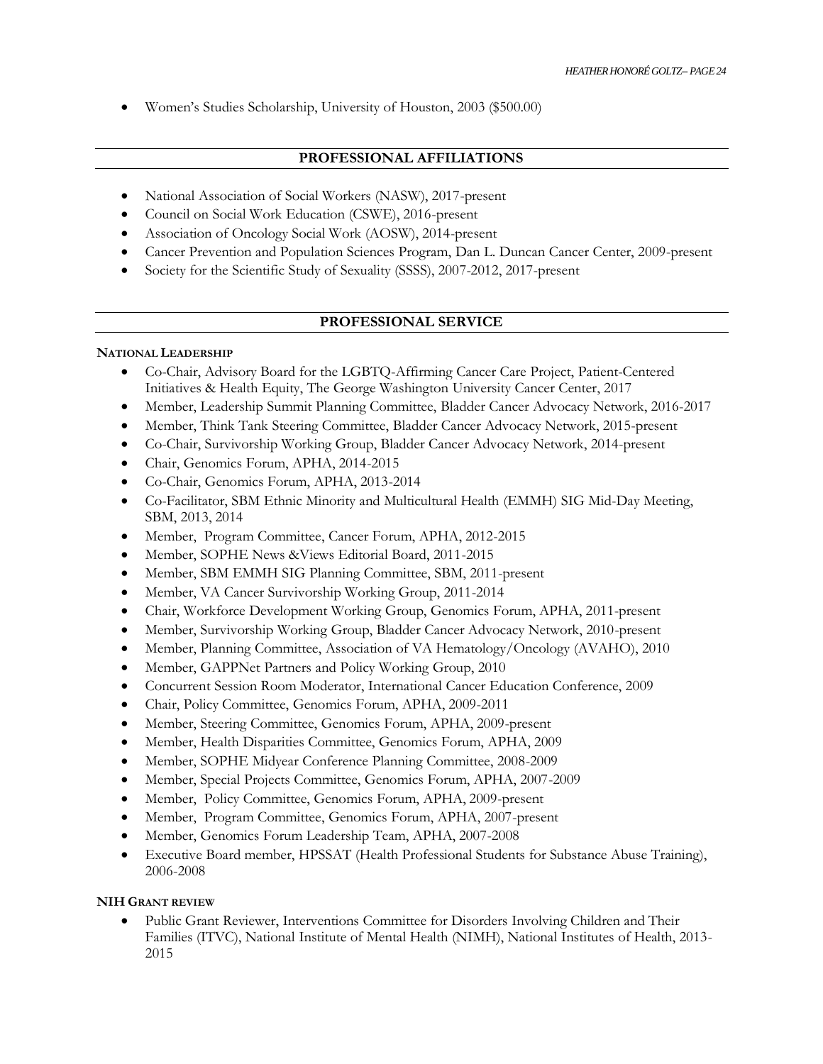- Women's Studies Scholarship, University of Houston, 2003 ($500.00)

## PROFESSIONAL AFFILIATIONS

- National Association of Social Workers (NASW), 2017-present
- Council on Social Work Education (CSWE), 2016-present
- Association of Oncology Social Work (AOSW), 2014-present
- Cancer Prevention and Population Sciences Program, Dan L. Duncan Cancer Center, 2009-present
- Society for the Scientific Study of Sexuality (SSSS), 2007-2012, 2017-present

## PROFESSIONAL SERVICE

### NATIONAL LEADERSHIP

- Co-Chair, Advisory Board for the LGBTQ-Affirming Cancer Care Project, Patient-Centered Initiatives & Health Equity, The George Washington University Cancer Center, 2017
- Member, Leadership Summit Planning Committee, Bladder Cancer Advocacy Network, 2016-2017
- Member, Think Tank Steering Committee, Bladder Cancer Advocacy Network, 2015-present
- Co-Chair, Survivorship Working Group, Bladder Cancer Advocacy Network, 2014-present
- Chair, Genomics Forum, APHA, 2014-2015
- Co-Chair, Genomics Forum, APHA, 2013-2014
- Co-Facilitator, SBM Ethnic Minority and Multicultural Health (EMMH) SIG Mid-Day Meeting, SBM, 2013, 2014
- Member, Program Committee, Cancer Forum, APHA, 2012-2015
- Member, SOPHE News &Views Editorial Board, 2011-2015
- Member, SBM EMMH SIG Planning Committee, SBM, 2011-present
- Member, VA Cancer Survivorship Working Group, 2011-2014
- Chair, Workforce Development Working Group, Genomics Forum, APHA, 2011-present
- Member, Survivorship Working Group, Bladder Cancer Advocacy Network, 2010-present
- Member, Planning Committee, Association of VA Hematology/Oncology (AVAHO), 2010
- Member, GAPPNet Partners and Policy Working Group, 2010
- Concurrent Session Room Moderator, International Cancer Education Conference, 2009
- Chair, Policy Committee, Genomics Forum, APHA, 2009-2011
- Member, Steering Committee, Genomics Forum, APHA, 2009-present
- Member, Health Disparities Committee, Genomics Forum, APHA, 2009
- Member, SOPHE Midyear Conference Planning Committee, 2008-2009
- Member, Special Projects Committee, Genomics Forum, APHA, 2007-2009
- Member, Policy Committee, Genomics Forum, APHA, 2009-present
- Member, Program Committee, Genomics Forum, APHA, 2007-present
- Member, Genomics Forum Leadership Team, APHA, 2007-2008
- Executive Board member, HPSSAT (Health Professional Students for Substance Abuse Training), 2006-2008

### NIH GRANT REVIEW

- Public Grant Reviewer, Interventions Committee for Disorders Involving Children and Their Families (ITVC), National Institute of Mental Health (NIMH), National Institutes of Health, 2013-2015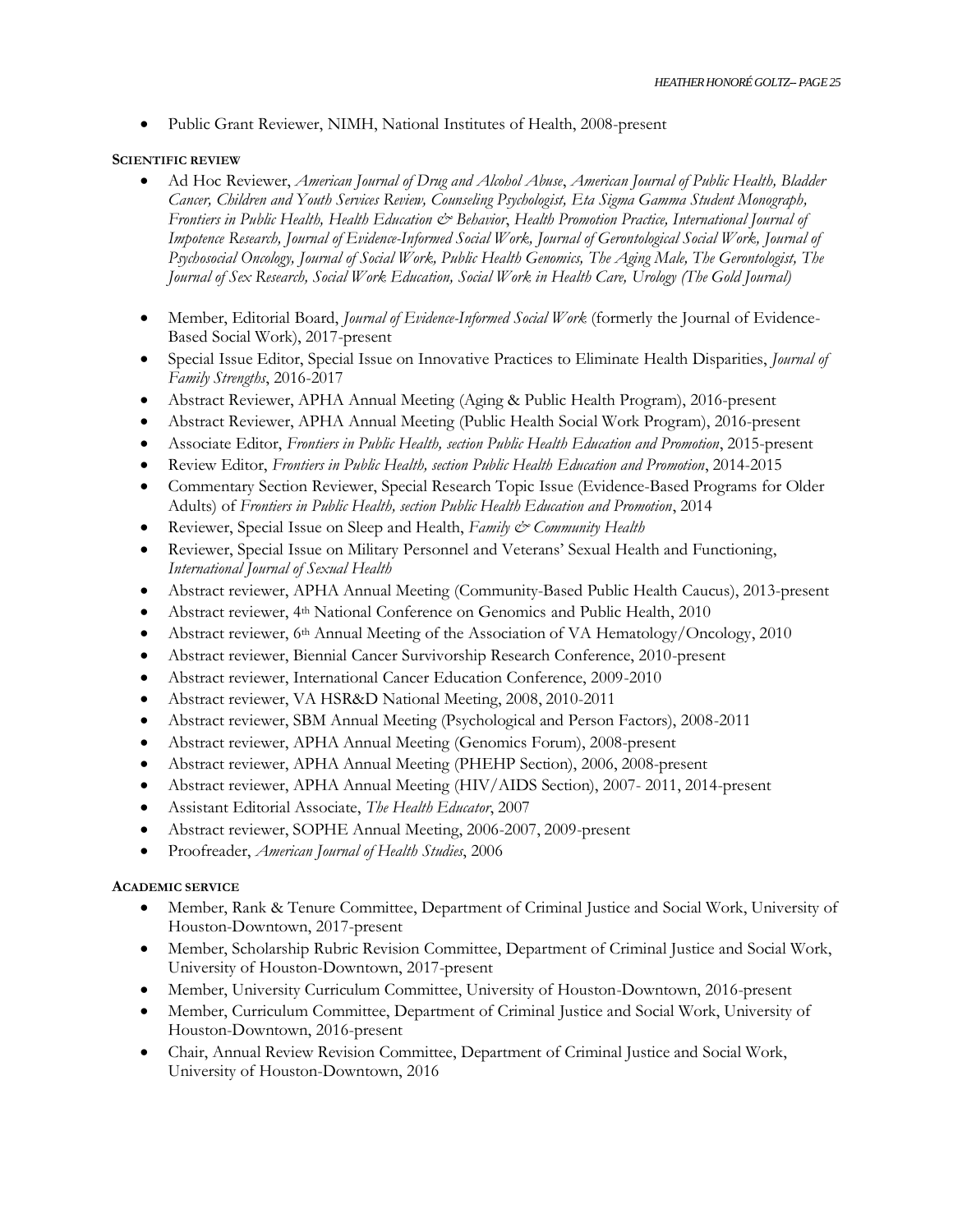- Public Grant Reviewer, NIMH, National Institutes of Health, 2008-present

**SCIENTIFIC REVIEW**

- Ad Hoc Reviewer, *American Journal of Drug and Alcohol Abuse*, *American Journal of Public Health, Bladder Cancer, Children and Youth Services Review, Counseling Psychologist, Eta Sigma Gamma Student Monograph, Frontiers in Public Health, Health Education & Behavior*, *Health Promotion Practice, International Journal of Impotence Research, Journal of Evidence-Informed Social Work, Journal of Gerontological Social Work, Journal of Psychosocial Oncology, Journal of Social Work, Public Health Genomics, The Aging Male, The Gerontologist, The Journal of Sex Research, Social Work Education, Social Work in Health Care, Urology (The Gold Journal)*
- Member, Editorial Board, *Journal of Evidence-Informed Social Work* (formerly the Journal of Evidence-Based Social Work), 2017-present
- Special Issue Editor, Special Issue on Innovative Practices to Eliminate Health Disparities, *Journal of Family Strengths*, 2016-2017
- Abstract Reviewer, APHA Annual Meeting (Aging & Public Health Program), 2016-present
- Abstract Reviewer, APHA Annual Meeting (Public Health Social Work Program), 2016-present
- Associate Editor, *Frontiers in Public Health, section Public Health Education and Promotion*, 2015-present
- Review Editor, *Frontiers in Public Health, section Public Health Education and Promotion*, 2014-2015
- Commentary Section Reviewer, Special Research Topic Issue (Evidence-Based Programs for Older Adults) of *Frontiers in Public Health, section Public Health Education and Promotion*, 2014
- Reviewer, Special Issue on Sleep and Health, *Family & Community Health*
- Reviewer, Special Issue on Military Personnel and Veterans' Sexual Health and Functioning, *International Journal of Sexual Health*
- Abstract reviewer, APHA Annual Meeting (Community-Based Public Health Caucus), 2013-present
- Abstract reviewer, 4th National Conference on Genomics and Public Health, 2010
- Abstract reviewer, 6th Annual Meeting of the Association of VA Hematology/Oncology, 2010
- Abstract reviewer, Biennial Cancer Survivorship Research Conference, 2010-present
- Abstract reviewer, International Cancer Education Conference, 2009-2010
- Abstract reviewer, VA HSR&D National Meeting, 2008, 2010-2011
- Abstract reviewer, SBM Annual Meeting (Psychological and Person Factors), 2008-2011
- Abstract reviewer, APHA Annual Meeting (Genomics Forum), 2008-present
- Abstract reviewer, APHA Annual Meeting (PHEHP Section), 2006, 2008-present
- Abstract reviewer, APHA Annual Meeting (HIV/AIDS Section), 2007- 2011, 2014-present
- Assistant Editorial Associate, *The Health Educator*, 2007
- Abstract reviewer, SOPHE Annual Meeting, 2006-2007, 2009-present
- Proofreader, *American Journal of Health Studies*, 2006

**ACADEMIC SERVICE**

- Member, Rank & Tenure Committee, Department of Criminal Justice and Social Work, University of Houston-Downtown, 2017-present
- Member, Scholarship Rubric Revision Committee, Department of Criminal Justice and Social Work, University of Houston-Downtown, 2017-present
- Member, University Curriculum Committee, University of Houston-Downtown, 2016-present
- Member, Curriculum Committee, Department of Criminal Justice and Social Work, University of Houston-Downtown, 2016-present
- Chair, Annual Review Revision Committee, Department of Criminal Justice and Social Work, University of Houston-Downtown, 2016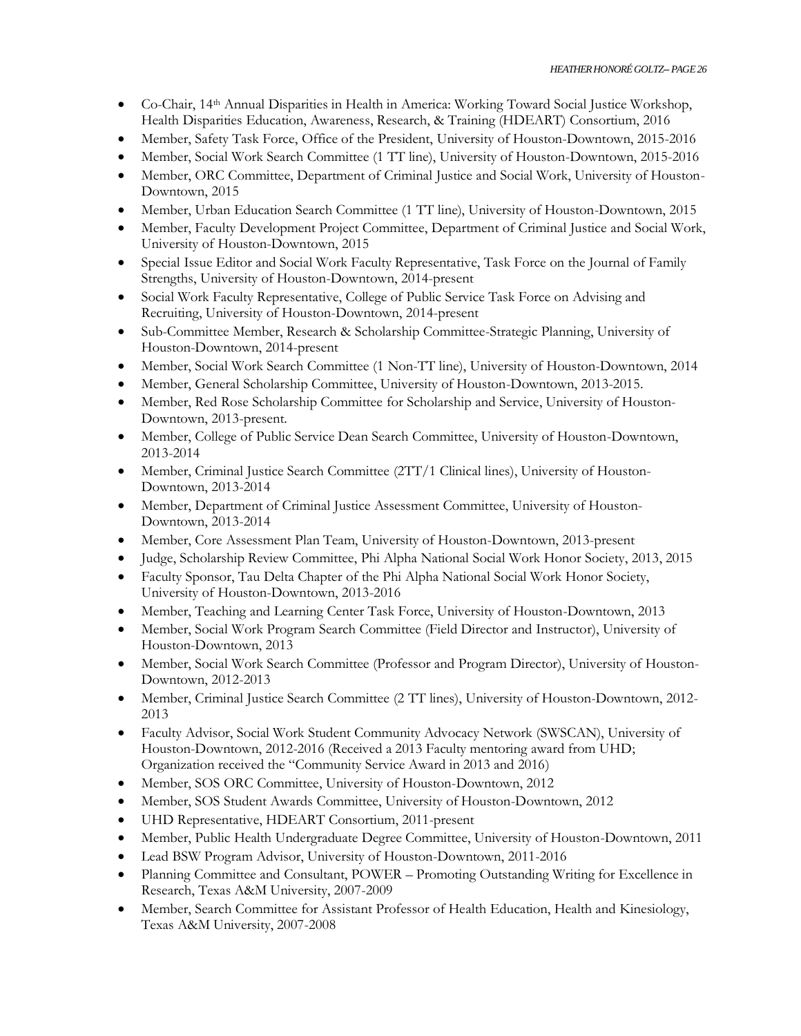- Co-Chair, 14th Annual Disparities in Health in America: Working Toward Social Justice Workshop, Health Disparities Education, Awareness, Research, & Training (HDEART) Consortium, 2016
- Member, Safety Task Force, Office of the President, University of Houston-Downtown, 2015-2016
- Member, Social Work Search Committee (1 TT line), University of Houston-Downtown, 2015-2016
- Member, ORC Committee, Department of Criminal Justice and Social Work, University of Houston-Downtown, 2015
- Member, Urban Education Search Committee (1 TT line), University of Houston-Downtown, 2015
- Member, Faculty Development Project Committee, Department of Criminal Justice and Social Work, University of Houston-Downtown, 2015
- Special Issue Editor and Social Work Faculty Representative, Task Force on the Journal of Family Strengths, University of Houston-Downtown, 2014-present
- Social Work Faculty Representative, College of Public Service Task Force on Advising and Recruiting, University of Houston-Downtown, 2014-present
- Sub-Committee Member, Research & Scholarship Committee-Strategic Planning, University of Houston-Downtown, 2014-present
- Member, Social Work Search Committee (1 Non-TT line), University of Houston-Downtown, 2014
- Member, General Scholarship Committee, University of Houston-Downtown, 2013-2015.
- Member, Red Rose Scholarship Committee for Scholarship and Service, University of Houston-Downtown, 2013-present.
- Member, College of Public Service Dean Search Committee, University of Houston-Downtown, 2013-2014
- Member, Criminal Justice Search Committee (2TT/1 Clinical lines), University of Houston-Downtown, 2013-2014
- Member, Department of Criminal Justice Assessment Committee, University of Houston-Downtown, 2013-2014
- Member, Core Assessment Plan Team, University of Houston-Downtown, 2013-present
- Judge, Scholarship Review Committee, Phi Alpha National Social Work Honor Society, 2013, 2015
- Faculty Sponsor, Tau Delta Chapter of the Phi Alpha National Social Work Honor Society, University of Houston-Downtown, 2013-2016
- Member, Teaching and Learning Center Task Force, University of Houston-Downtown, 2013
- Member, Social Work Program Search Committee (Field Director and Instructor), University of Houston-Downtown, 2013
- Member, Social Work Search Committee (Professor and Program Director), University of Houston-Downtown, 2012-2013
- Member, Criminal Justice Search Committee (2 TT lines), University of Houston-Downtown, 2012-2013
- Faculty Advisor, Social Work Student Community Advocacy Network (SWSCAN), University of Houston-Downtown, 2012-2016 (Received a 2013 Faculty mentoring award from UHD; Organization received the "Community Service Award in 2013 and 2016)
- Member, SOS ORC Committee, University of Houston-Downtown, 2012
- Member, SOS Student Awards Committee, University of Houston-Downtown, 2012
- UHD Representative, HDEART Consortium, 2011-present
- Member, Public Health Undergraduate Degree Committee, University of Houston-Downtown, 2011
- Lead BSW Program Advisor, University of Houston-Downtown, 2011-2016
- Planning Committee and Consultant, POWER – Promoting Outstanding Writing for Excellence in Research, Texas A&M University, 2007-2009
- Member, Search Committee for Assistant Professor of Health Education, Health and Kinesiology, Texas A&M University, 2007-2008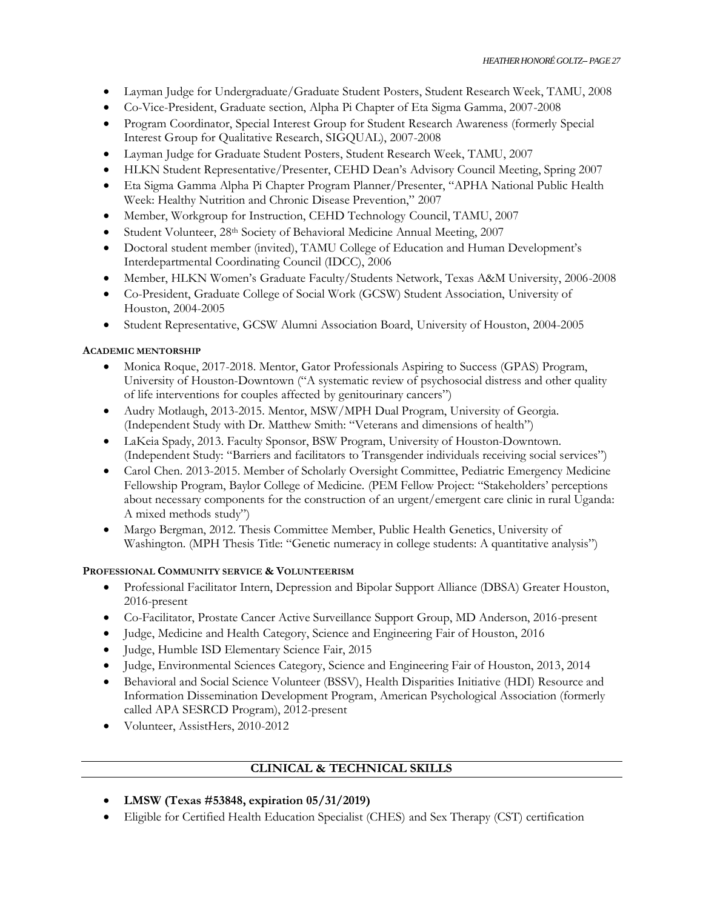- Layman Judge for Undergraduate/Graduate Student Posters, Student Research Week, TAMU, 2008
- Co-Vice-President, Graduate section, Alpha Pi Chapter of Eta Sigma Gamma, 2007-2008
- Program Coordinator, Special Interest Group for Student Research Awareness (formerly Special Interest Group for Qualitative Research, SIGQUAL), 2007-2008
- Layman Judge for Graduate Student Posters, Student Research Week, TAMU, 2007
- HLKN Student Representative/Presenter, CEHD Dean's Advisory Council Meeting, Spring 2007
- Eta Sigma Gamma Alpha Pi Chapter Program Planner/Presenter, "APHA National Public Health Week: Healthy Nutrition and Chronic Disease Prevention," 2007
- Member, Workgroup for Instruction, CEHD Technology Council, TAMU, 2007
- Student Volunteer, 28th Society of Behavioral Medicine Annual Meeting, 2007
- Doctoral student member (invited), TAMU College of Education and Human Development's Interdepartmental Coordinating Council (IDCC), 2006
- Member, HLKN Women's Graduate Faculty/Students Network, Texas A&M University, 2006-2008
- Co-President, Graduate College of Social Work (GCSW) Student Association, University of Houston, 2004-2005
- Student Representative, GCSW Alumni Association Board, University of Houston, 2004-2005

**ACADEMIC MENTORSHIP**

- Monica Roque, 2017-2018. Mentor, Gator Professionals Aspiring to Success (GPAS) Program, University of Houston-Downtown ("A systematic review of psychosocial distress and other quality of life interventions for couples affected by genitourinary cancers")
- Audry Motlaugh, 2013-2015. Mentor, MSW/MPH Dual Program, University of Georgia. (Independent Study with Dr. Matthew Smith: "Veterans and dimensions of health")
- LaKeia Spady, 2013. Faculty Sponsor, BSW Program, University of Houston-Downtown. (Independent Study: "Barriers and facilitators to Transgender individuals receiving social services")
- Carol Chen. 2013-2015. Member of Scholarly Oversight Committee, Pediatric Emergency Medicine Fellowship Program, Baylor College of Medicine. (PEM Fellow Project: "Stakeholders' perceptions about necessary components for the construction of an urgent/emergent care clinic in rural Uganda: A mixed methods study")
- Margo Bergman, 2012. Thesis Committee Member, Public Health Genetics, University of Washington. (MPH Thesis Title: "Genetic numeracy in college students: A quantitative analysis")

**PROFESSIONAL COMMUNITY SERVICE & VOLUNTEERISM**

- Professional Facilitator Intern, Depression and Bipolar Support Alliance (DBSA) Greater Houston, 2016-present
- Co-Facilitator, Prostate Cancer Active Surveillance Support Group, MD Anderson, 2016-present
- Judge, Medicine and Health Category, Science and Engineering Fair of Houston, 2016
- Judge, Humble ISD Elementary Science Fair, 2015
- Judge, Environmental Sciences Category, Science and Engineering Fair of Houston, 2013, 2014
- Behavioral and Social Science Volunteer (BSSV), Health Disparities Initiative (HDI) Resource and Information Dissemination Development Program, American Psychological Association (formerly called APA SESRCD Program), 2012-present
- Volunteer, AssistHers, 2010-2012

## CLINICAL & TECHNICAL SKILLS

- **LMSW (Texas #53848, expiration 05/31/2019)**
- Eligible for Certified Health Education Specialist (CHES) and Sex Therapy (CST) certification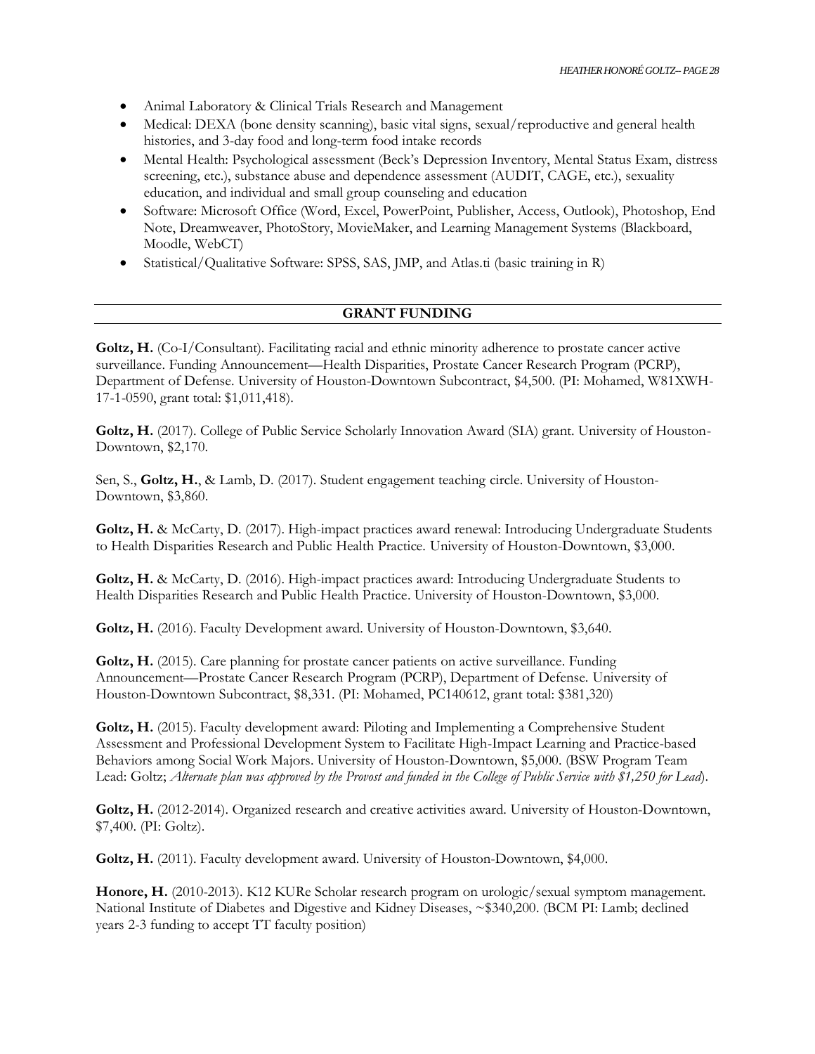- Animal Laboratory & Clinical Trials Research and Management
- Medical: DEXA (bone density scanning), basic vital signs, sexual/reproductive and general health histories, and 3-day food and long-term food intake records
- Mental Health: Psychological assessment (Beck's Depression Inventory, Mental Status Exam, distress screening, etc.), substance abuse and dependence assessment (AUDIT, CAGE, etc.), sexuality education, and individual and small group counseling and education
- Software: Microsoft Office (Word, Excel, PowerPoint, Publisher, Access, Outlook), Photoshop, End Note, Dreamweaver, PhotoStory, MovieMaker, and Learning Management Systems (Blackboard, Moodle, WebCT)
- Statistical/Qualitative Software: SPSS, SAS, JMP, and Atlas.ti (basic training in R)

## GRANT FUNDING

**Goltz, H.** (Co-I/Consultant). Facilitating racial and ethnic minority adherence to prostate cancer active surveillance. Funding Announcement—Health Disparities, Prostate Cancer Research Program (PCRP), Department of Defense. University of Houston-Downtown Subcontract, $4,500. (PI: Mohamed, W81XWH-17-1-0590, grant total: $1,011,418).

**Goltz, H.** (2017). College of Public Service Scholarly Innovation Award (SIA) grant. University of Houston-Downtown, $2,170.

Sen, S., **Goltz, H.**, & Lamb, D. (2017). Student engagement teaching circle. University of Houston-Downtown, $3,860.

**Goltz, H.** & McCarty, D. (2017). High-impact practices award renewal: Introducing Undergraduate Students to Health Disparities Research and Public Health Practice. University of Houston-Downtown, $3,000.

**Goltz, H.** & McCarty, D. (2016). High-impact practices award: Introducing Undergraduate Students to Health Disparities Research and Public Health Practice. University of Houston-Downtown, $3,000.

**Goltz, H.** (2016). Faculty Development award. University of Houston-Downtown, $3,640.

**Goltz, H.** (2015). Care planning for prostate cancer patients on active surveillance. Funding Announcement—Prostate Cancer Research Program (PCRP), Department of Defense. University of Houston-Downtown Subcontract, $8,331. (PI: Mohamed, PC140612, grant total: $381,320)

**Goltz, H.** (2015). Faculty development award: Piloting and Implementing a Comprehensive Student Assessment and Professional Development System to Facilitate High-Impact Learning and Practice-based Behaviors among Social Work Majors. University of Houston-Downtown, $5,000. (BSW Program Team Lead: Goltz; *Alternate plan was approved by the Provost and funded in the College of Public Service with $1,250 for Lead*).

**Goltz, H.** (2012-2014). Organized research and creative activities award. University of Houston-Downtown, $7,400. (PI: Goltz).

**Goltz, H.** (2011). Faculty development award. University of Houston-Downtown, $4,000.

**Honore, H.** (2010-2013). K12 KURe Scholar research program on urologic/sexual symptom management. National Institute of Diabetes and Digestive and Kidney Diseases, ~$340,200. (BCM PI: Lamb; declined years 2-3 funding to accept TT faculty position)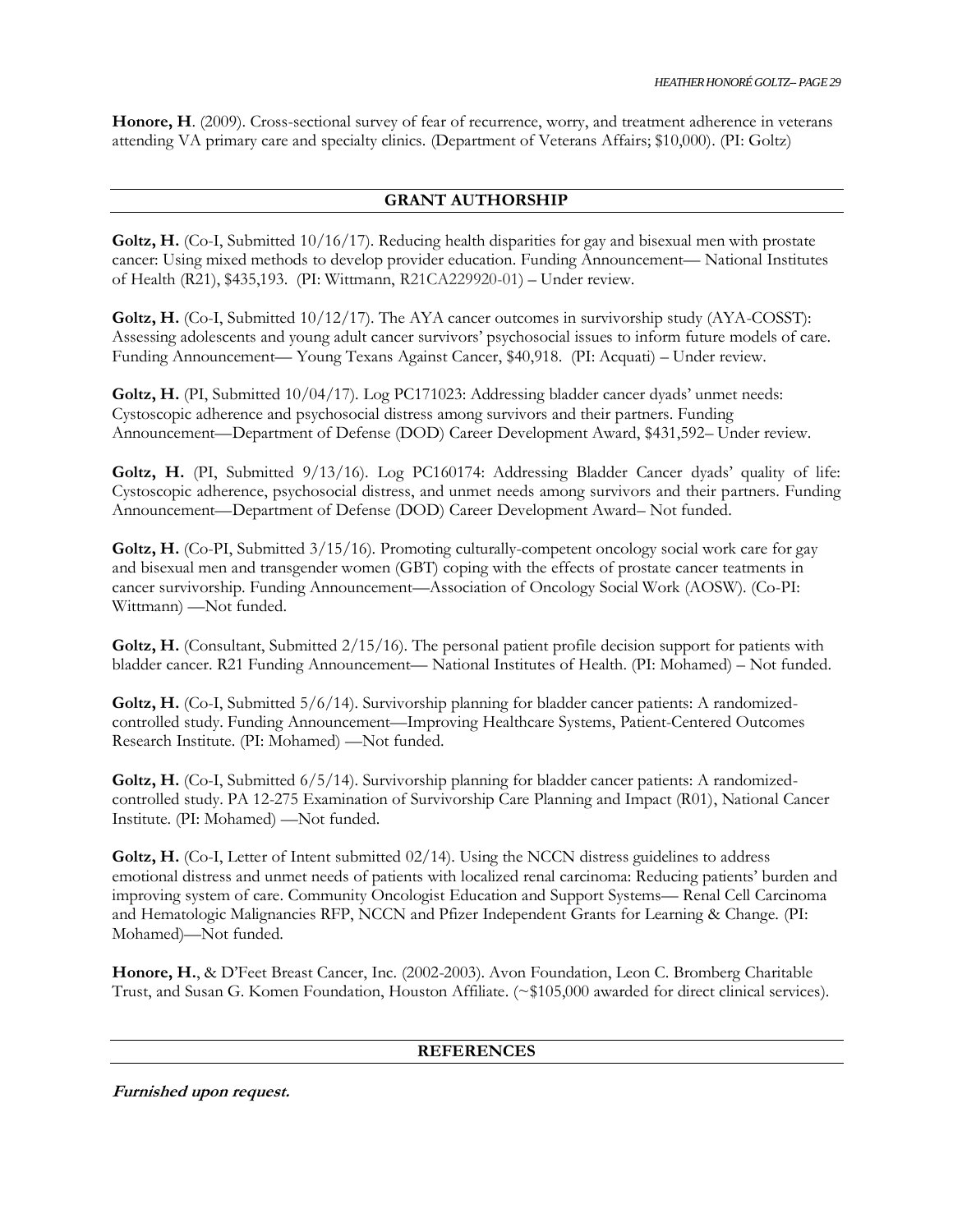**Honore, H**. (2009). Cross-sectional survey of fear of recurrence, worry, and treatment adherence in veterans attending VA primary care and specialty clinics. (Department of Veterans Affairs; $10,000). (PI: Goltz)

## GRANT AUTHORSHIP

**Goltz, H.** (Co-I, Submitted 10/16/17). Reducing health disparities for gay and bisexual men with prostate cancer: Using mixed methods to develop provider education. Funding Announcement— National Institutes of Health (R21), $435,193. (PI: Wittmann, R21CA229920-01) – Under review.

**Goltz, H.** (Co-I, Submitted 10/12/17). The AYA cancer outcomes in survivorship study (AYA-COSST): Assessing adolescents and young adult cancer survivors' psychosocial issues to inform future models of care. Funding Announcement— Young Texans Against Cancer, $40,918. (PI: Acquati) – Under review.

**Goltz, H.** (PI, Submitted 10/04/17). Log PC171023: Addressing bladder cancer dyads' unmet needs: Cystoscopic adherence and psychosocial distress among survivors and their partners. Funding Announcement—Department of Defense (DOD) Career Development Award, $431,592– Under review.

**Goltz, H.** (PI, Submitted 9/13/16). Log PC160174: Addressing Bladder Cancer dyads' quality of life: Cystoscopic adherence, psychosocial distress, and unmet needs among survivors and their partners. Funding Announcement—Department of Defense (DOD) Career Development Award– Not funded.

**Goltz, H.** (Co-PI, Submitted 3/15/16). Promoting culturally-competent oncology social work care for gay and bisexual men and transgender women (GBT) coping with the effects of prostate cancer teatments in cancer survivorship. Funding Announcement—Association of Oncology Social Work (AOSW). (Co-PI: Wittmann) —Not funded.

**Goltz, H.** (Consultant, Submitted 2/15/16). The personal patient profile decision support for patients with bladder cancer. R21 Funding Announcement— National Institutes of Health. (PI: Mohamed) – Not funded.

**Goltz, H.** (Co-I, Submitted 5/6/14). Survivorship planning for bladder cancer patients: A randomized-controlled study. Funding Announcement—Improving Healthcare Systems, Patient-Centered Outcomes Research Institute. (PI: Mohamed) —Not funded.

**Goltz, H.** (Co-I, Submitted 6/5/14). Survivorship planning for bladder cancer patients: A randomized-controlled study. PA 12-275 Examination of Survivorship Care Planning and Impact (R01), National Cancer Institute. (PI: Mohamed) —Not funded.

**Goltz, H.** (Co-I, Letter of Intent submitted 02/14). Using the NCCN distress guidelines to address emotional distress and unmet needs of patients with localized renal carcinoma: Reducing patients' burden and improving system of care. Community Oncologist Education and Support Systems— Renal Cell Carcinoma and Hematologic Malignancies RFP, NCCN and Pfizer Independent Grants for Learning & Change. (PI: Mohamed)—Not funded.

**Honore, H.**, & D'Feet Breast Cancer, Inc. (2002-2003). Avon Foundation, Leon C. Bromberg Charitable Trust, and Susan G. Komen Foundation, Houston Affiliate. (~$105,000 awarded for direct clinical services).

## REFERENCES

***Furnished upon request.***